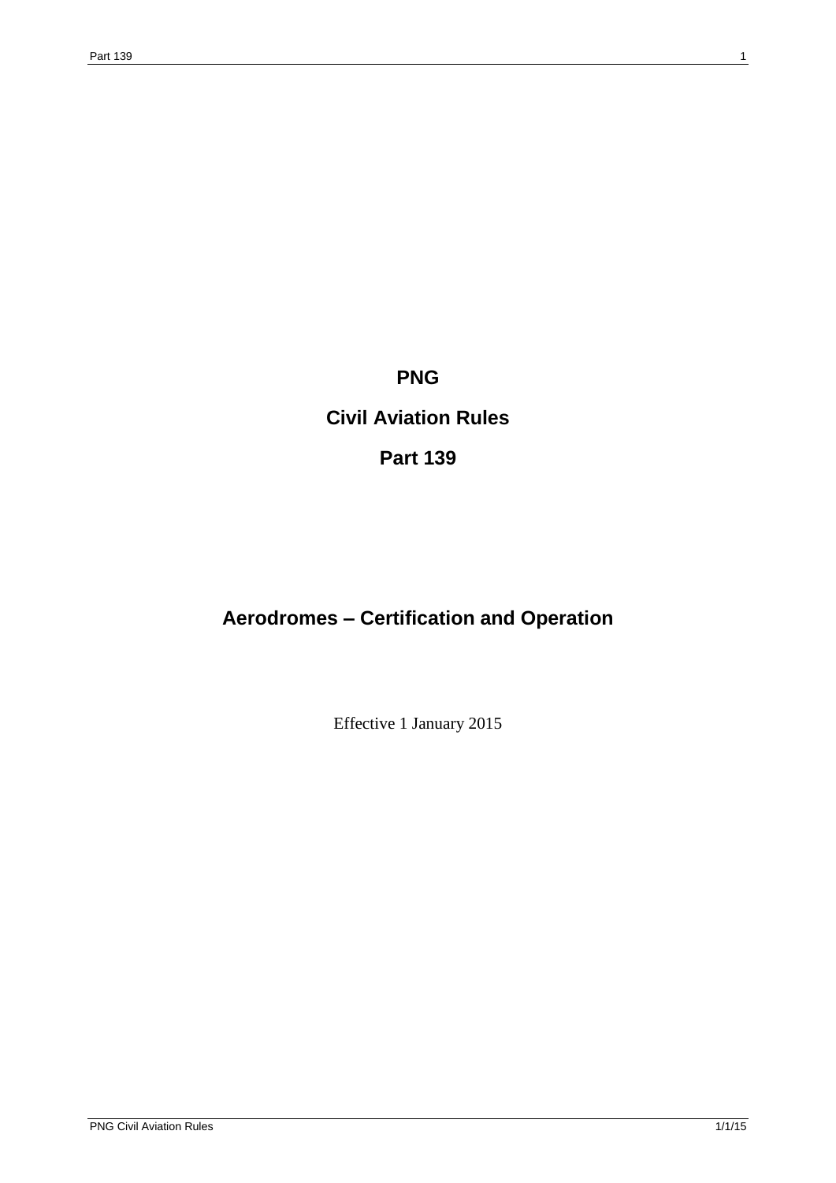# PNG

# Civil Aviation Rules

# Part 139

## Aerodromes – Certification and Operation

Effective 1 January 2015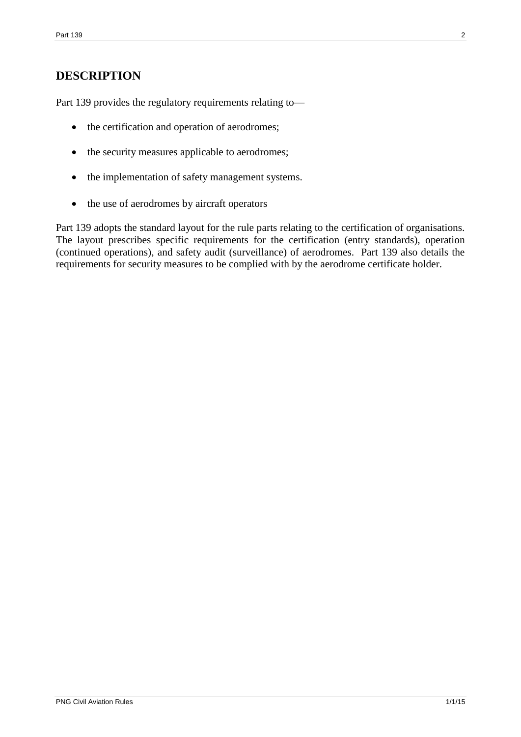## DESCRIPTION

Part 139 provides the regulatory requirements relating to—

- the certification and operation of aerodromes;
- the security measures applicable to aerodromes;
- the implementation of safety management systems.
- the use of aerodromes by aircraft operators

Part 139 adopts the standard layout for the rule parts relating to the certification of organisations. The layout prescribes specific requirements for the certification (entry standards), operation (continued operations), and safety audit (surveillance) of aerodromes. Part 139 also details the requirements for security measures to be complied with by the aerodrome certificate holder.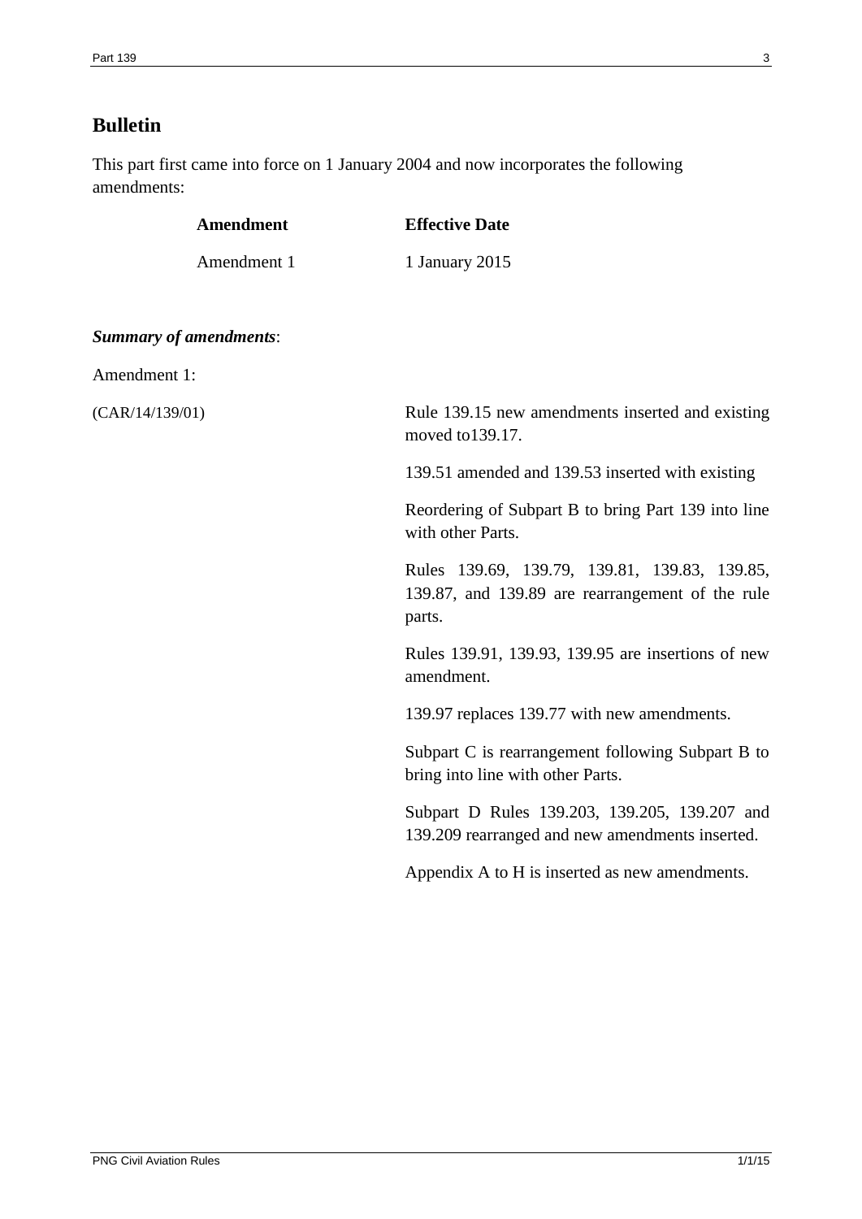## Bulletin

This part first came into force on 1 January 2004 and now incorporates the following amendments:

| Amendment | Effective Date |
| --- | --- |
| Amendment 1 | 1 January 2015 |

***Summary of amendments***:

Amendment 1:

(CAR/14/139/01)

Rule 139.15 new amendments inserted and existing moved to139.17.

139.51 amended and 139.53 inserted with existing

Reordering of Subpart B to bring Part 139 into line with other Parts.

Rules 139.69, 139.79, 139.81, 139.83, 139.85, 139.87, and 139.89 are rearrangement of the rule parts.

Rules 139.91, 139.93, 139.95 are insertions of new amendment.

139.97 replaces 139.77 with new amendments.

Subpart C is rearrangement following Subpart B to bring into line with other Parts.

Subpart D Rules 139.203, 139.205, 139.207 and 139.209 rearranged and new amendments inserted.

Appendix A to H is inserted as new amendments.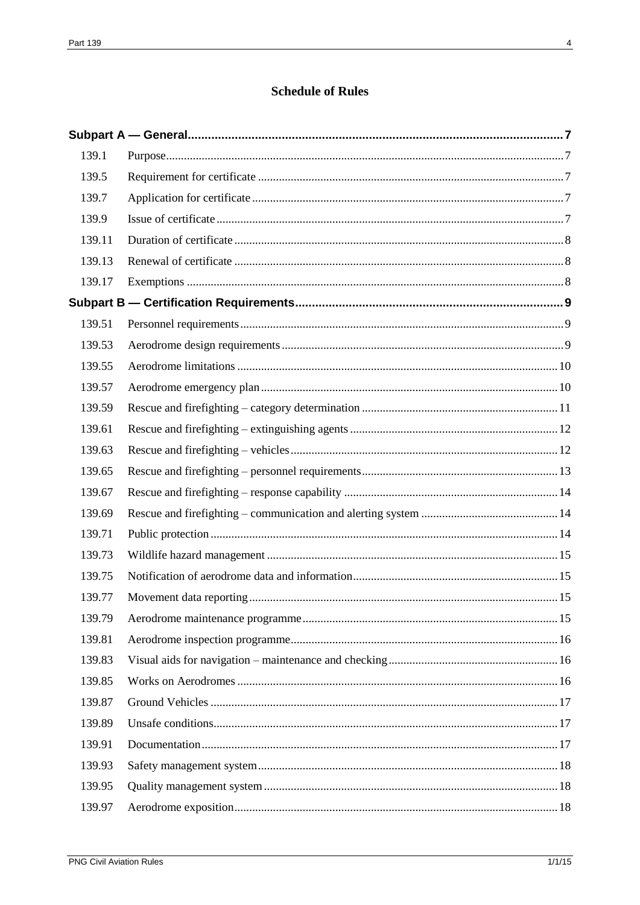## Schedule of Rules

| | | |
|---|---|---|
| **Subpart A — General** | | **7** |
| 139.1 | Purpose | 7 |
| 139.5 | Requirement for certificate | 7 |
| 139.7 | Application for certificate | 7 |
| 139.9 | Issue of certificate | 7 |
| 139.11 | Duration of certificate | 8 |
| 139.13 | Renewal of certificate | 8 |
| 139.17 | Exemptions | 8 |
| **Subpart B — Certification Requirements** | | **9** |
| 139.51 | Personnel requirements | 9 |
| 139.53 | Aerodrome design requirements | 9 |
| 139.55 | Aerodrome limitations | 10 |
| 139.57 | Aerodrome emergency plan | 10 |
| 139.59 | Rescue and firefighting – category determination | 11 |
| 139.61 | Rescue and firefighting – extinguishing agents | 12 |
| 139.63 | Rescue and firefighting – vehicles | 12 |
| 139.65 | Rescue and firefighting – personnel requirements | 13 |
| 139.67 | Rescue and firefighting – response capability | 14 |
| 139.69 | Rescue and firefighting – communication and alerting system | 14 |
| 139.71 | Public protection | 14 |
| 139.73 | Wildlife hazard management | 15 |
| 139.75 | Notification of aerodrome data and information | 15 |
| 139.77 | Movement data reporting | 15 |
| 139.79 | Aerodrome maintenance programme | 15 |
| 139.81 | Aerodrome inspection programme | 16 |
| 139.83 | Visual aids for navigation – maintenance and checking | 16 |
| 139.85 | Works on Aerodromes | 16 |
| 139.87 | Ground Vehicles | 17 |
| 139.89 | Unsafe conditions | 17 |
| 139.91 | Documentation | 17 |
| 139.93 | Safety management system | 18 |
| 139.95 | Quality management system | 18 |
| 139.97 | Aerodrome exposition | 18 |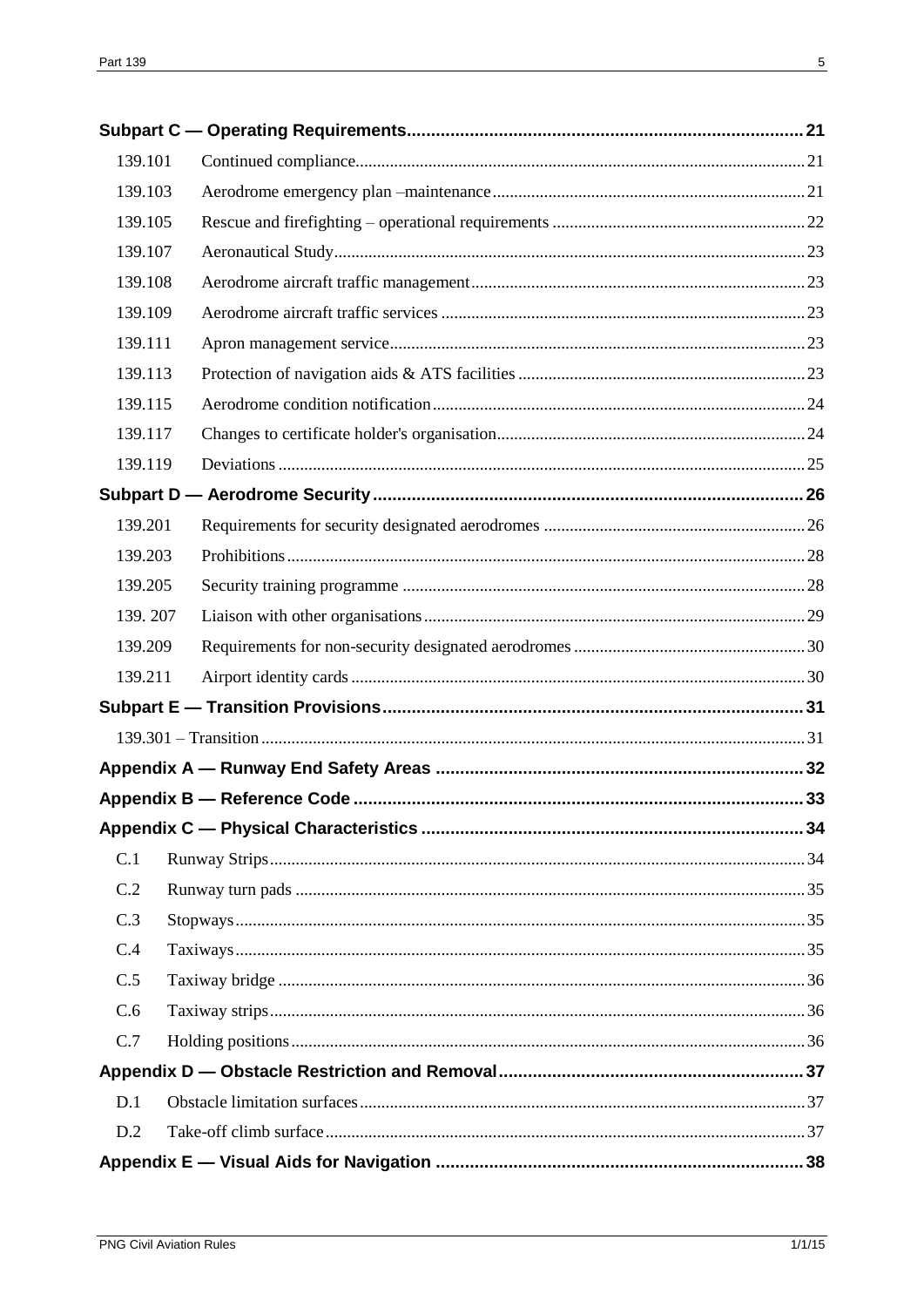**Subpart C — Operating Requirements** ........ 21

- 139.101 Continued compliance ........ 21
- 139.103 Aerodrome emergency plan –maintenance ........ 21
- 139.105 Rescue and firefighting – operational requirements ........ 22
- 139.107 Aeronautical Study ........ 23
- 139.108 Aerodrome aircraft traffic management ........ 23
- 139.109 Aerodrome aircraft traffic services ........ 23
- 139.111 Apron management service ........ 23
- 139.113 Protection of navigation aids & ATS facilities ........ 23
- 139.115 Aerodrome condition notification ........ 24
- 139.117 Changes to certificate holder's organisation ........ 24
- 139.119 Deviations ........ 25

**Subpart D — Aerodrome Security** ........ 26

- 139.201 Requirements for security designated aerodromes ........ 26
- 139.203 Prohibitions ........ 28
- 139.205 Security training programme ........ 28
- 139. 207 Liaison with other organisations ........ 29
- 139.209 Requirements for non-security designated aerodromes ........ 30
- 139.211 Airport identity cards ........ 30

**Subpart E — Transition Provisions** ........ 31

- 139.301 – Transition ........ 31

**Appendix A — Runway End Safety Areas** ........ 32

**Appendix B — Reference Code** ........ 33

**Appendix C — Physical Characteristics** ........ 34

- C.1 Runway Strips ........ 34
- C.2 Runway turn pads ........ 35
- C.3 Stopways ........ 35
- C.4 Taxiways ........ 35
- C.5 Taxiway bridge ........ 36
- C.6 Taxiway strips ........ 36
- C.7 Holding positions ........ 36

**Appendix D — Obstacle Restriction and Removal** ........ 37

- D.1 Obstacle limitation surfaces ........ 37
- D.2 Take-off climb surface ........ 37

**Appendix E — Visual Aids for Navigation** ........ 38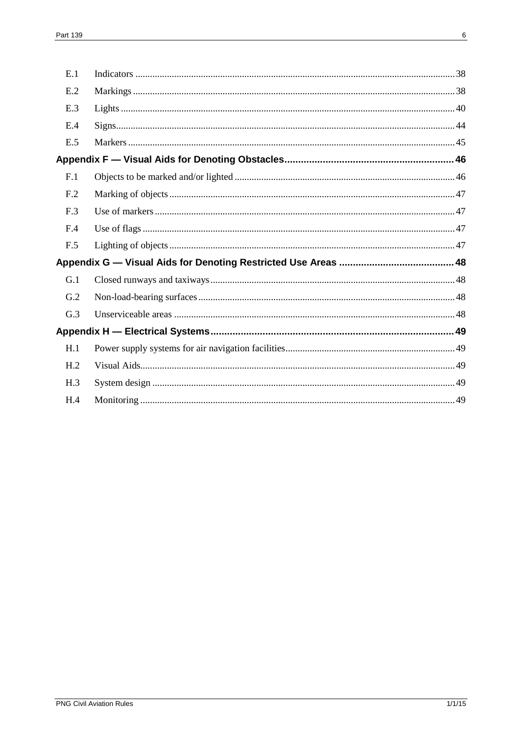| | | |
|---|---|---|
| E.1 | Indicators | 38 |
| E.2 | Markings | 38 |
| E.3 | Lights | 40 |
| E.4 | Signs | 44 |
| E.5 | Markers | 45 |

**Appendix F — Visual Aids for Denoting Obstacles** .......... 46

| | | |
|---|---|---|
| F.1 | Objects to be marked and/or lighted | 46 |
| F.2 | Marking of objects | 47 |
| F.3 | Use of markers | 47 |
| F.4 | Use of flags | 47 |
| F.5 | Lighting of objects | 47 |

**Appendix G — Visual Aids for Denoting Restricted Use Areas** .......... 48

| | | |
|---|---|---|
| G.1 | Closed runways and taxiways | 48 |
| G.2 | Non-load-bearing surfaces | 48 |
| G.3 | Unserviceable areas | 48 |

**Appendix H — Electrical Systems** .......... 49

| | | |
|---|---|---|
| H.1 | Power supply systems for air navigation facilities | 49 |
| H.2 | Visual Aids | 49 |
| H.3 | System design | 49 |
| H.4 | Monitoring | 49 |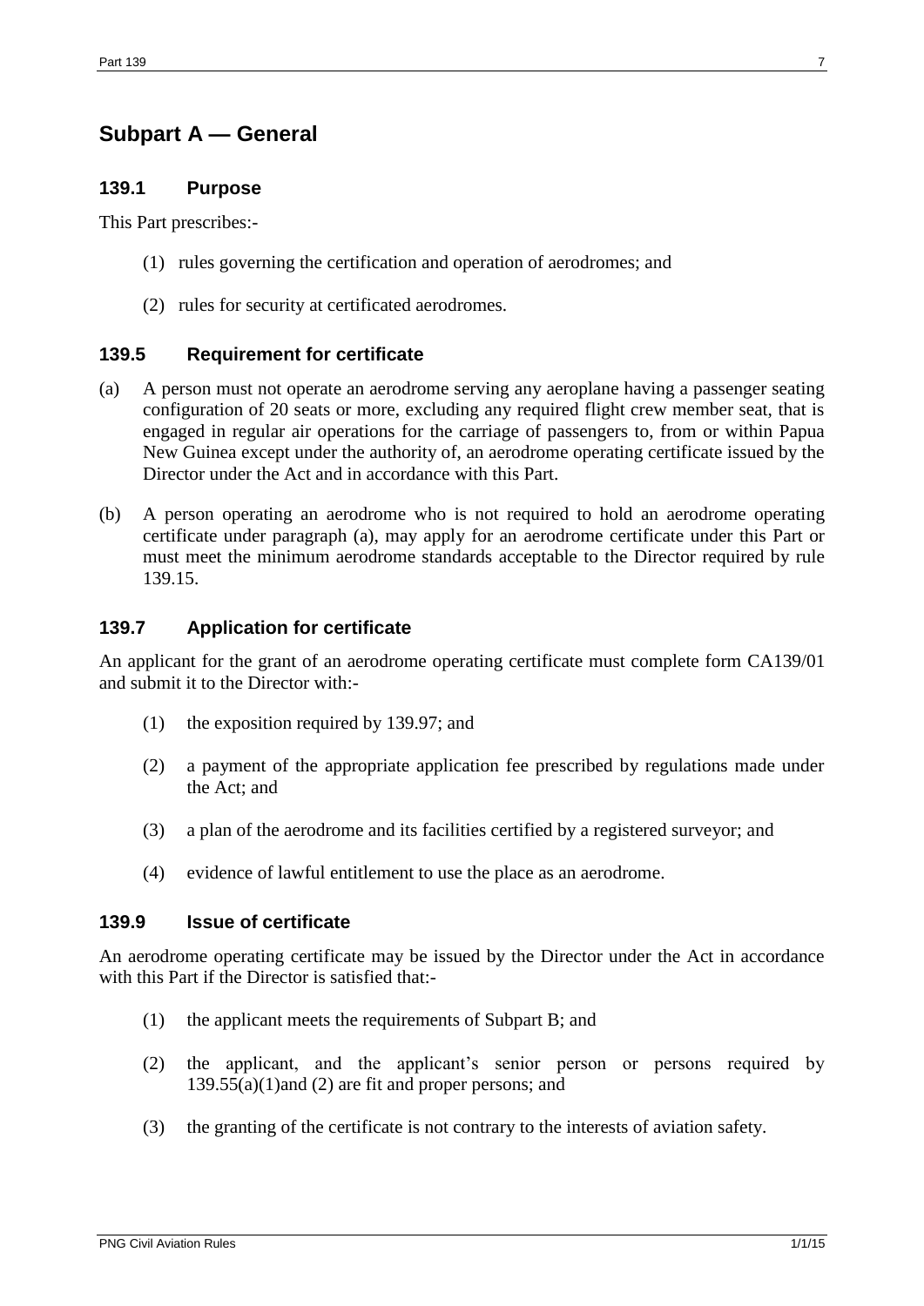## Subpart A — General

### 139.1 Purpose

This Part prescribes:-

(1) rules governing the certification and operation of aerodromes; and

(2) rules for security at certificated aerodromes.

### 139.5 Requirement for certificate

(a) A person must not operate an aerodrome serving any aeroplane having a passenger seating configuration of 20 seats or more, excluding any required flight crew member seat, that is engaged in regular air operations for the carriage of passengers to, from or within Papua New Guinea except under the authority of, an aerodrome operating certificate issued by the Director under the Act and in accordance with this Part.

(b) A person operating an aerodrome who is not required to hold an aerodrome operating certificate under paragraph (a), may apply for an aerodrome certificate under this Part or must meet the minimum aerodrome standards acceptable to the Director required by rule 139.15.

### 139.7 Application for certificate

An applicant for the grant of an aerodrome operating certificate must complete form CA139/01 and submit it to the Director with:-

(1) the exposition required by 139.97; and

(2) a payment of the appropriate application fee prescribed by regulations made under the Act; and

(3) a plan of the aerodrome and its facilities certified by a registered surveyor; and

(4) evidence of lawful entitlement to use the place as an aerodrome.

### 139.9 Issue of certificate

An aerodrome operating certificate may be issued by the Director under the Act in accordance with this Part if the Director is satisfied that:-

(1) the applicant meets the requirements of Subpart B; and

(2) the applicant, and the applicant's senior person or persons required by 139.55(a)(1)and (2) are fit and proper persons; and

(3) the granting of the certificate is not contrary to the interests of aviation safety.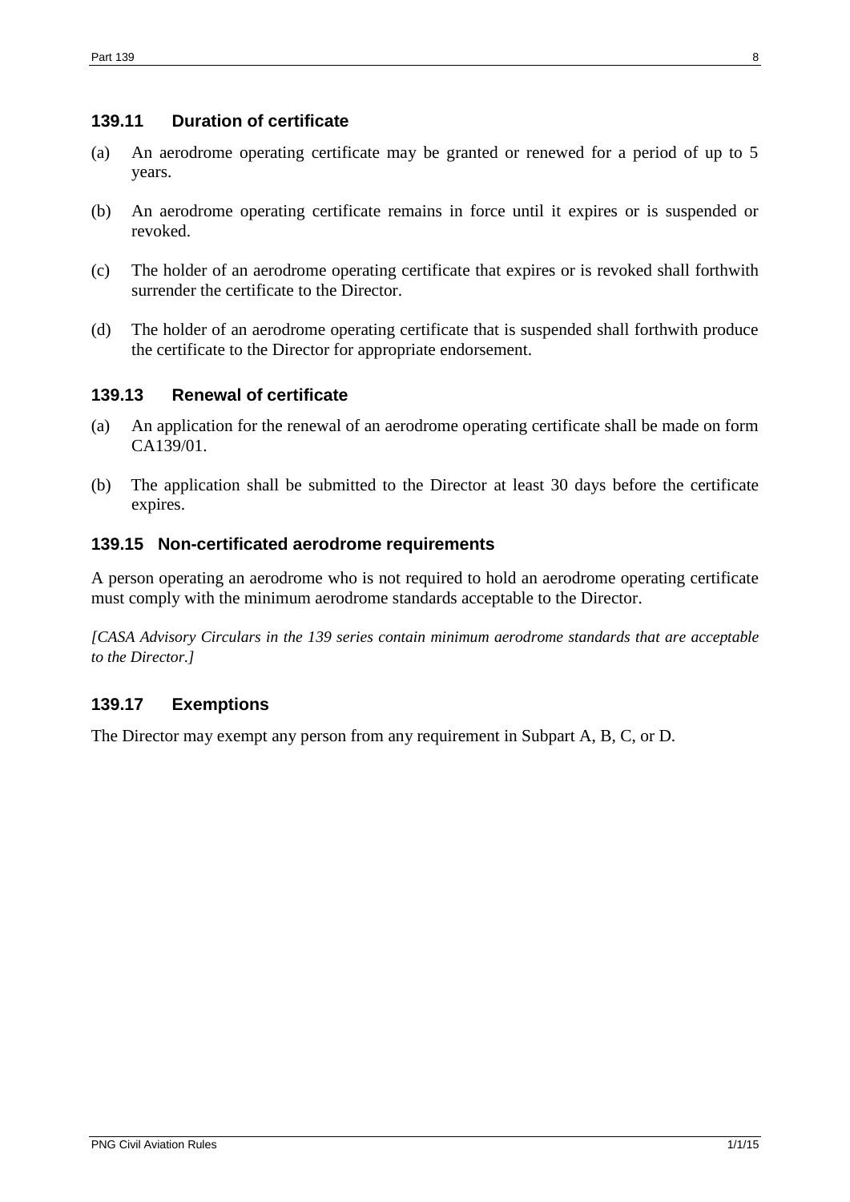### 139.11 Duration of certificate

(a) An aerodrome operating certificate may be granted or renewed for a period of up to 5 years.

(b) An aerodrome operating certificate remains in force until it expires or is suspended or revoked.

(c) The holder of an aerodrome operating certificate that expires or is revoked shall forthwith surrender the certificate to the Director.

(d) The holder of an aerodrome operating certificate that is suspended shall forthwith produce the certificate to the Director for appropriate endorsement.

### 139.13 Renewal of certificate

(a) An application for the renewal of an aerodrome operating certificate shall be made on form CA139/01.

(b) The application shall be submitted to the Director at least 30 days before the certificate expires.

### 139.15 Non-certificated aerodrome requirements

A person operating an aerodrome who is not required to hold an aerodrome operating certificate must comply with the minimum aerodrome standards acceptable to the Director.

*[CASA Advisory Circulars in the 139 series contain minimum aerodrome standards that are acceptable to the Director.]*

### 139.17 Exemptions

The Director may exempt any person from any requirement in Subpart A, B, C, or D.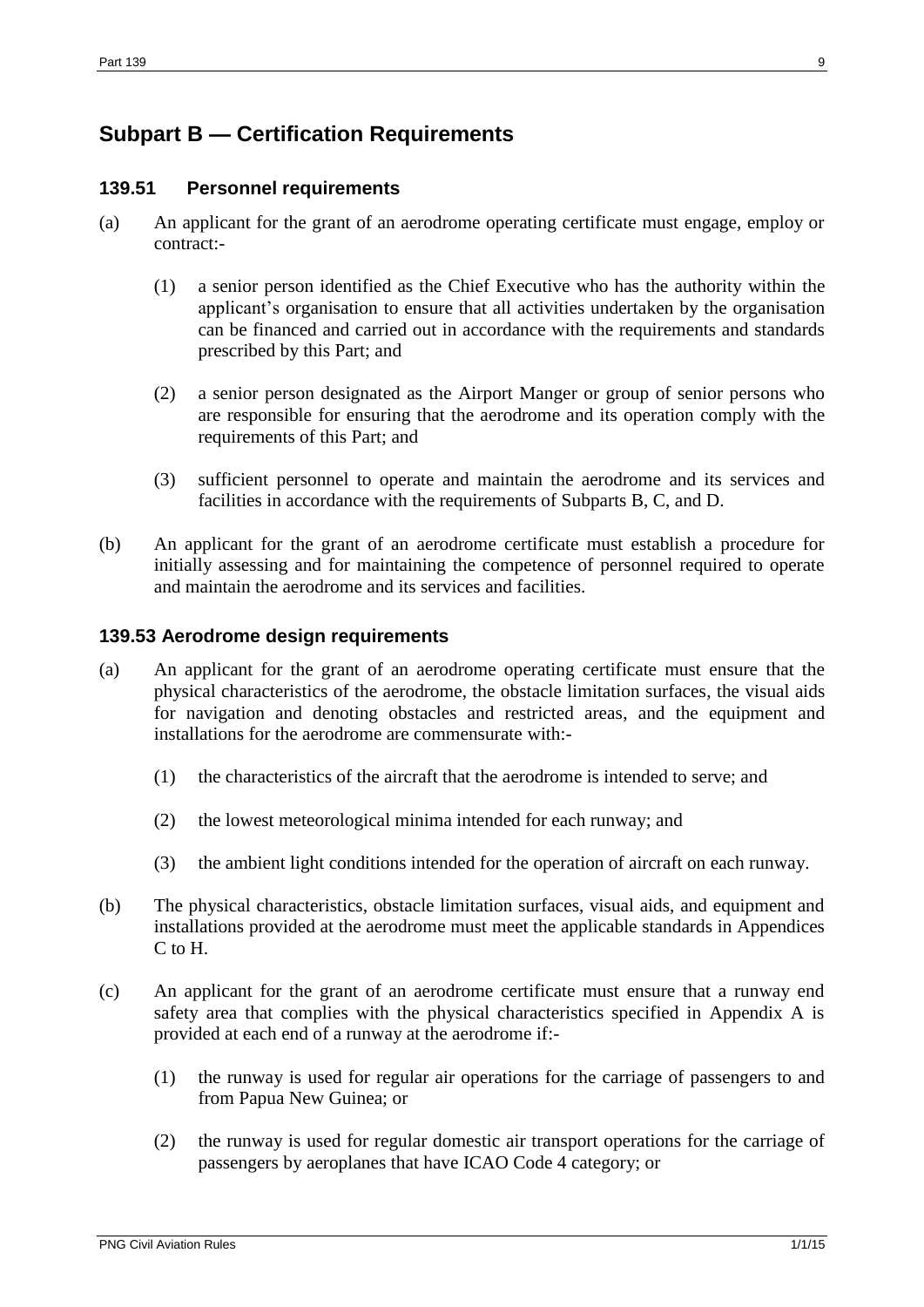## Subpart B — Certification Requirements

### 139.51 Personnel requirements

(a) An applicant for the grant of an aerodrome operating certificate must engage, employ or contract:-

(1) a senior person identified as the Chief Executive who has the authority within the applicant's organisation to ensure that all activities undertaken by the organisation can be financed and carried out in accordance with the requirements and standards prescribed by this Part; and

(2) a senior person designated as the Airport Manger or group of senior persons who are responsible for ensuring that the aerodrome and its operation comply with the requirements of this Part; and

(3) sufficient personnel to operate and maintain the aerodrome and its services and facilities in accordance with the requirements of Subparts B, C, and D.

(b) An applicant for the grant of an aerodrome certificate must establish a procedure for initially assessing and for maintaining the competence of personnel required to operate and maintain the aerodrome and its services and facilities.

### 139.53 Aerodrome design requirements

(a) An applicant for the grant of an aerodrome operating certificate must ensure that the physical characteristics of the aerodrome, the obstacle limitation surfaces, the visual aids for navigation and denoting obstacles and restricted areas, and the equipment and installations for the aerodrome are commensurate with:-

(1) the characteristics of the aircraft that the aerodrome is intended to serve; and

(2) the lowest meteorological minima intended for each runway; and

(3) the ambient light conditions intended for the operation of aircraft on each runway.

(b) The physical characteristics, obstacle limitation surfaces, visual aids, and equipment and installations provided at the aerodrome must meet the applicable standards in Appendices C to H.

(c) An applicant for the grant of an aerodrome certificate must ensure that a runway end safety area that complies with the physical characteristics specified in Appendix A is provided at each end of a runway at the aerodrome if:-

(1) the runway is used for regular air operations for the carriage of passengers to and from Papua New Guinea; or

(2) the runway is used for regular domestic air transport operations for the carriage of passengers by aeroplanes that have ICAO Code 4 category; or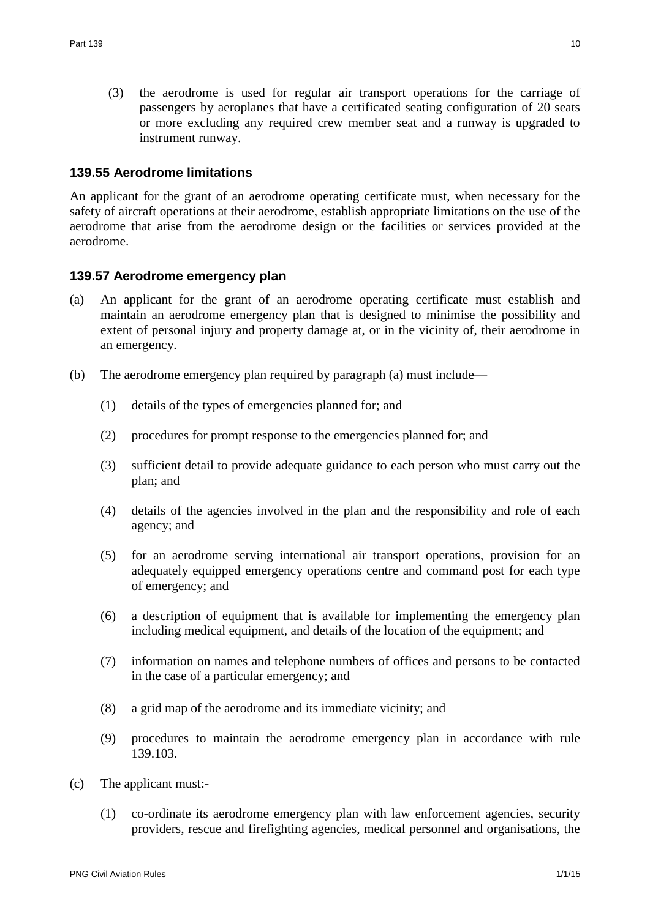(3) the aerodrome is used for regular air transport operations for the carriage of passengers by aeroplanes that have a certificated seating configuration of 20 seats or more excluding any required crew member seat and a runway is upgraded to instrument runway.

### 139.55 Aerodrome limitations

An applicant for the grant of an aerodrome operating certificate must, when necessary for the safety of aircraft operations at their aerodrome, establish appropriate limitations on the use of the aerodrome that arise from the aerodrome design or the facilities or services provided at the aerodrome.

### 139.57 Aerodrome emergency plan

(a) An applicant for the grant of an aerodrome operating certificate must establish and maintain an aerodrome emergency plan that is designed to minimise the possibility and extent of personal injury and property damage at, or in the vicinity of, their aerodrome in an emergency.

(b) The aerodrome emergency plan required by paragraph (a) must include—

(1) details of the types of emergencies planned for; and

(2) procedures for prompt response to the emergencies planned for; and

(3) sufficient detail to provide adequate guidance to each person who must carry out the plan; and

(4) details of the agencies involved in the plan and the responsibility and role of each agency; and

(5) for an aerodrome serving international air transport operations, provision for an adequately equipped emergency operations centre and command post for each type of emergency; and

(6) a description of equipment that is available for implementing the emergency plan including medical equipment, and details of the location of the equipment; and

(7) information on names and telephone numbers of offices and persons to be contacted in the case of a particular emergency; and

(8) a grid map of the aerodrome and its immediate vicinity; and

(9) procedures to maintain the aerodrome emergency plan in accordance with rule 139.103.

(c) The applicant must:-

(1) co-ordinate its aerodrome emergency plan with law enforcement agencies, security providers, rescue and firefighting agencies, medical personnel and organisations, the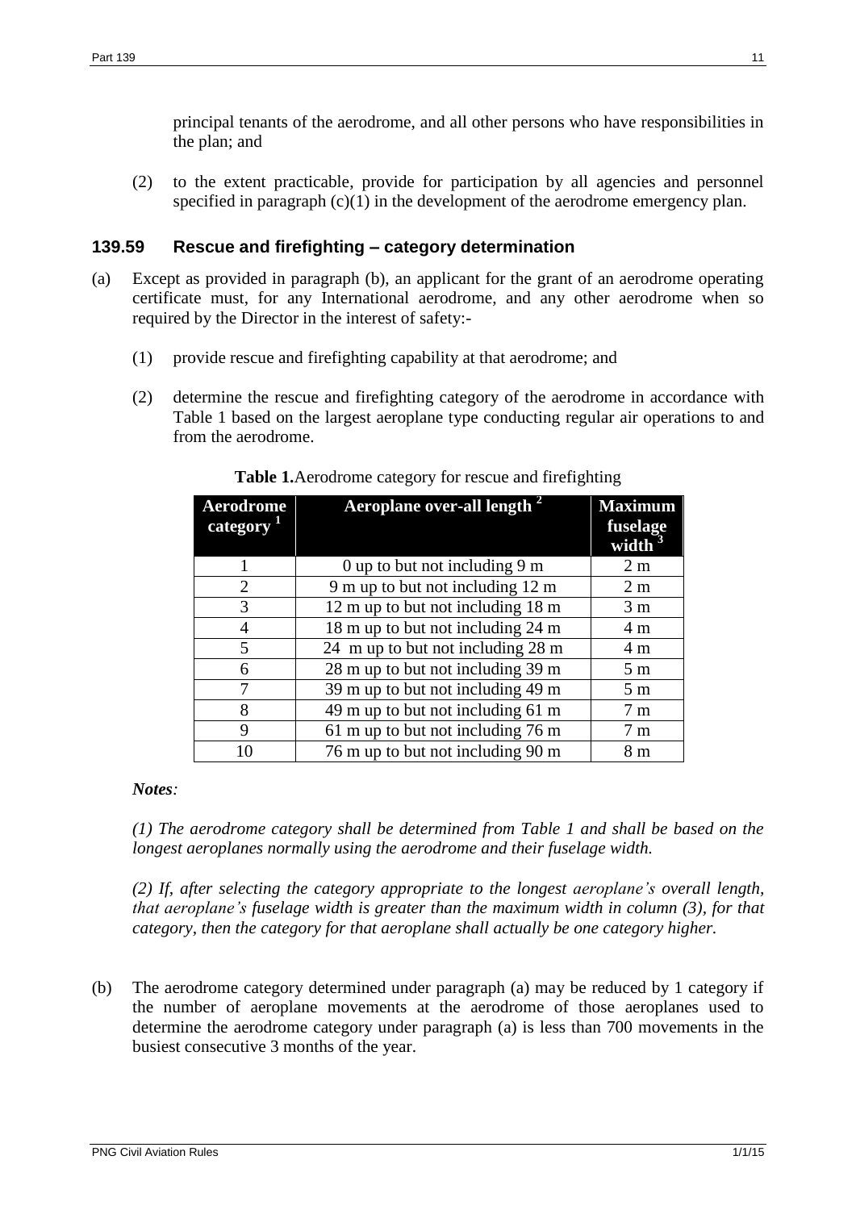principal tenants of the aerodrome, and all other persons who have responsibilities in the plan; and

(2) to the extent practicable, provide for participation by all agencies and personnel specified in paragraph (c)(1) in the development of the aerodrome emergency plan.

### 139.59 Rescue and firefighting – category determination

(a) Except as provided in paragraph (b), an applicant for the grant of an aerodrome operating certificate must, for any International aerodrome, and any other aerodrome when so required by the Director in the interest of safety:-

(1) provide rescue and firefighting capability at that aerodrome; and

(2) determine the rescue and firefighting category of the aerodrome in accordance with Table 1 based on the largest aeroplane type conducting regular air operations to and from the aerodrome.

**Table 1.** Aerodrome category for rescue and firefighting

| Aerodrome category [1] | Aeroplane over-all length [2] | Maximum fuselage width [3] |
|---|---|---|
| 1 | 0 up to but not including 9 m | 2 m |
| 2 | 9 m up to but not including 12 m | 2 m |
| 3 | 12 m up to but not including 18 m | 3 m |
| 4 | 18 m up to but not including 24 m | 4 m |
| 5 | 24 m up to but not including 28 m | 4 m |
| 6 | 28 m up to but not including 39 m | 5 m |
| 7 | 39 m up to but not including 49 m | 5 m |
| 8 | 49 m up to but not including 61 m | 7 m |
| 9 | 61 m up to but not including 76 m | 7 m |
| 10 | 76 m up to but not including 90 m | 8 m |

***Notes:***

*(1) The aerodrome category shall be determined from Table 1 and shall be based on the longest aeroplanes normally using the aerodrome and their fuselage width.*

*(2) If, after selecting the category appropriate to the longest aeroplane's overall length, that aeroplane's fuselage width is greater than the maximum width in column (3), for that category, then the category for that aeroplane shall actually be one category higher.*

(b) The aerodrome category determined under paragraph (a) may be reduced by 1 category if the number of aeroplane movements at the aerodrome of those aeroplanes used to determine the aerodrome category under paragraph (a) is less than 700 movements in the busiest consecutive 3 months of the year.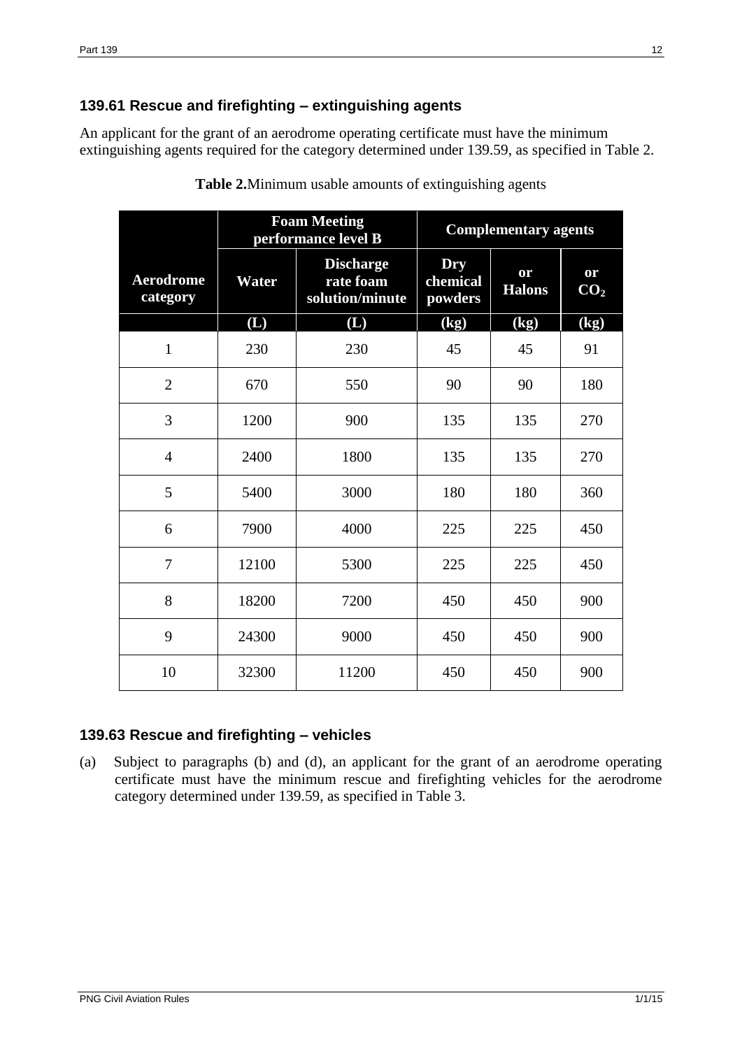### 139.61 Rescue and firefighting – extinguishing agents

An applicant for the grant of an aerodrome operating certificate must have the minimum extinguishing agents required for the category determined under 139.59, as specified in Table 2.

**Table 2.**Minimum usable amounts of extinguishing agents

| | Foam Meeting performance level B | | Complementary agents | | |
|---|---|---|---|---|---|
| **Aerodrome category** | **Water** | **Discharge rate foam solution/minute** | **Dry chemical powders** | **or Halons** | **or $CO_2$** |
| | **(L)** | **(L)** | **(kg)** | **(kg)** | **(kg)** |
| 1 | 230 | 230 | 45 | 45 | 91 |
| 2 | 670 | 550 | 90 | 90 | 180 |
| 3 | 1200 | 900 | 135 | 135 | 270 |
| 4 | 2400 | 1800 | 135 | 135 | 270 |
| 5 | 5400 | 3000 | 180 | 180 | 360 |
| 6 | 7900 | 4000 | 225 | 225 | 450 |
| 7 | 12100 | 5300 | 225 | 225 | 450 |
| 8 | 18200 | 7200 | 450 | 450 | 900 |
| 9 | 24300 | 9000 | 450 | 450 | 900 |
| 10 | 32300 | 11200 | 450 | 450 | 900 |

### 139.63 Rescue and firefighting – vehicles

(a) Subject to paragraphs (b) and (d), an applicant for the grant of an aerodrome operating certificate must have the minimum rescue and firefighting vehicles for the aerodrome category determined under 139.59, as specified in Table 3.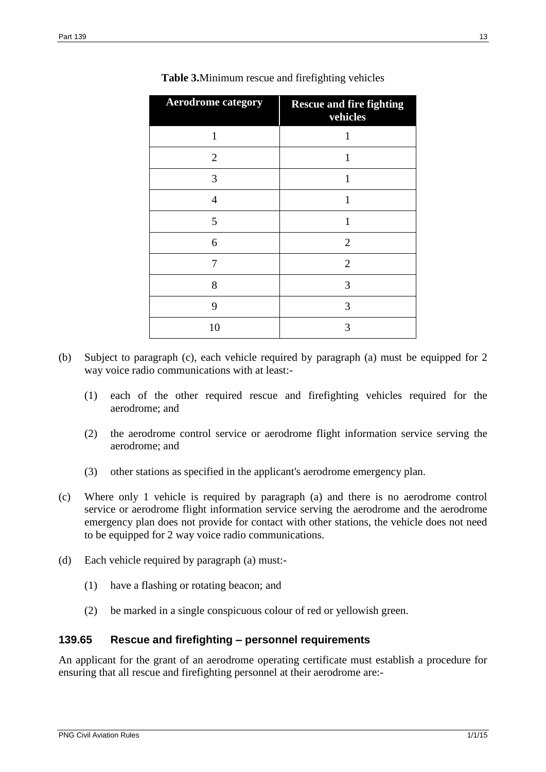**Table 3.** Minimum rescue and firefighting vehicles

| Aerodrome category | Rescue and fire fighting vehicles |
|---|---|
| 1 | 1 |
| 2 | 1 |
| 3 | 1 |
| 4 | 1 |
| 5 | 1 |
| 6 | 2 |
| 7 | 2 |
| 8 | 3 |
| 9 | 3 |
| 10 | 3 |

(b) Subject to paragraph (c), each vehicle required by paragraph (a) must be equipped for 2 way voice radio communications with at least:-

  (1) each of the other required rescue and firefighting vehicles required for the aerodrome; and

  (2) the aerodrome control service or aerodrome flight information service serving the aerodrome; and

  (3) other stations as specified in the applicant's aerodrome emergency plan.

(c) Where only 1 vehicle is required by paragraph (a) and there is no aerodrome control service or aerodrome flight information service serving the aerodrome and the aerodrome emergency plan does not provide for contact with other stations, the vehicle does not need to be equipped for 2 way voice radio communications.

(d) Each vehicle required by paragraph (a) must:-

  (1) have a flashing or rotating beacon; and

  (2) be marked in a single conspicuous colour of red or yellowish green.

### 139.65 Rescue and firefighting – personnel requirements

An applicant for the grant of an aerodrome operating certificate must establish a procedure for ensuring that all rescue and firefighting personnel at their aerodrome are:-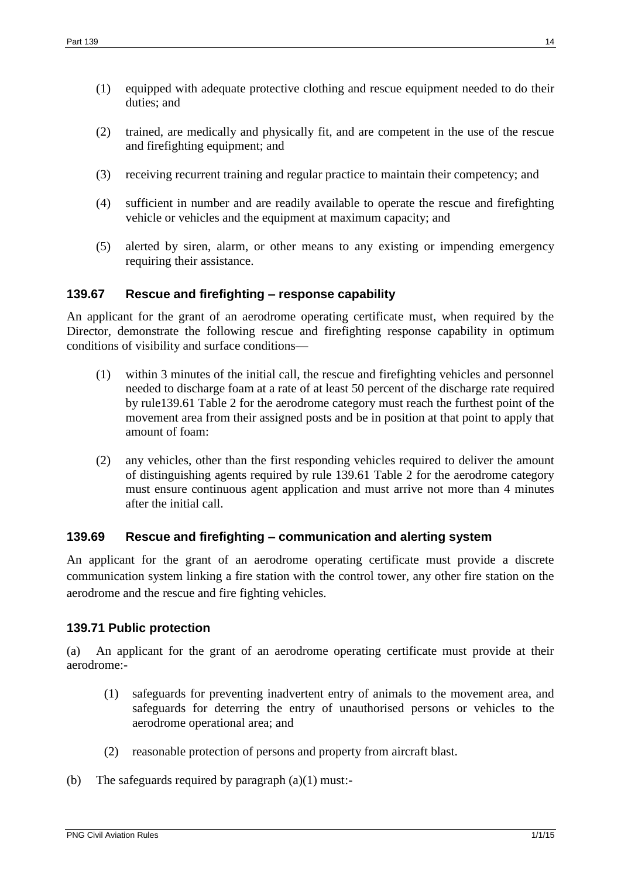(1) equipped with adequate protective clothing and rescue equipment needed to do their duties; and

(2) trained, are medically and physically fit, and are competent in the use of the rescue and firefighting equipment; and

(3) receiving recurrent training and regular practice to maintain their competency; and

(4) sufficient in number and are readily available to operate the rescue and firefighting vehicle or vehicles and the equipment at maximum capacity; and

(5) alerted by siren, alarm, or other means to any existing or impending emergency requiring their assistance.

### 139.67 Rescue and firefighting – response capability

An applicant for the grant of an aerodrome operating certificate must, when required by the Director, demonstrate the following rescue and firefighting response capability in optimum conditions of visibility and surface conditions—

(1) within 3 minutes of the initial call, the rescue and firefighting vehicles and personnel needed to discharge foam at a rate of at least 50 percent of the discharge rate required by rule139.61 Table 2 for the aerodrome category must reach the furthest point of the movement area from their assigned posts and be in position at that point to apply that amount of foam:

(2) any vehicles, other than the first responding vehicles required to deliver the amount of distinguishing agents required by rule 139.61 Table 2 for the aerodrome category must ensure continuous agent application and must arrive not more than 4 minutes after the initial call.

### 139.69 Rescue and firefighting – communication and alerting system

An applicant for the grant of an aerodrome operating certificate must provide a discrete communication system linking a fire station with the control tower, any other fire station on the aerodrome and the rescue and fire fighting vehicles.

### 139.71 Public protection

(a) An applicant for the grant of an aerodrome operating certificate must provide at their aerodrome:-

(1) safeguards for preventing inadvertent entry of animals to the movement area, and safeguards for deterring the entry of unauthorised persons or vehicles to the aerodrome operational area; and

(2) reasonable protection of persons and property from aircraft blast.

(b) The safeguards required by paragraph (a)(1) must:-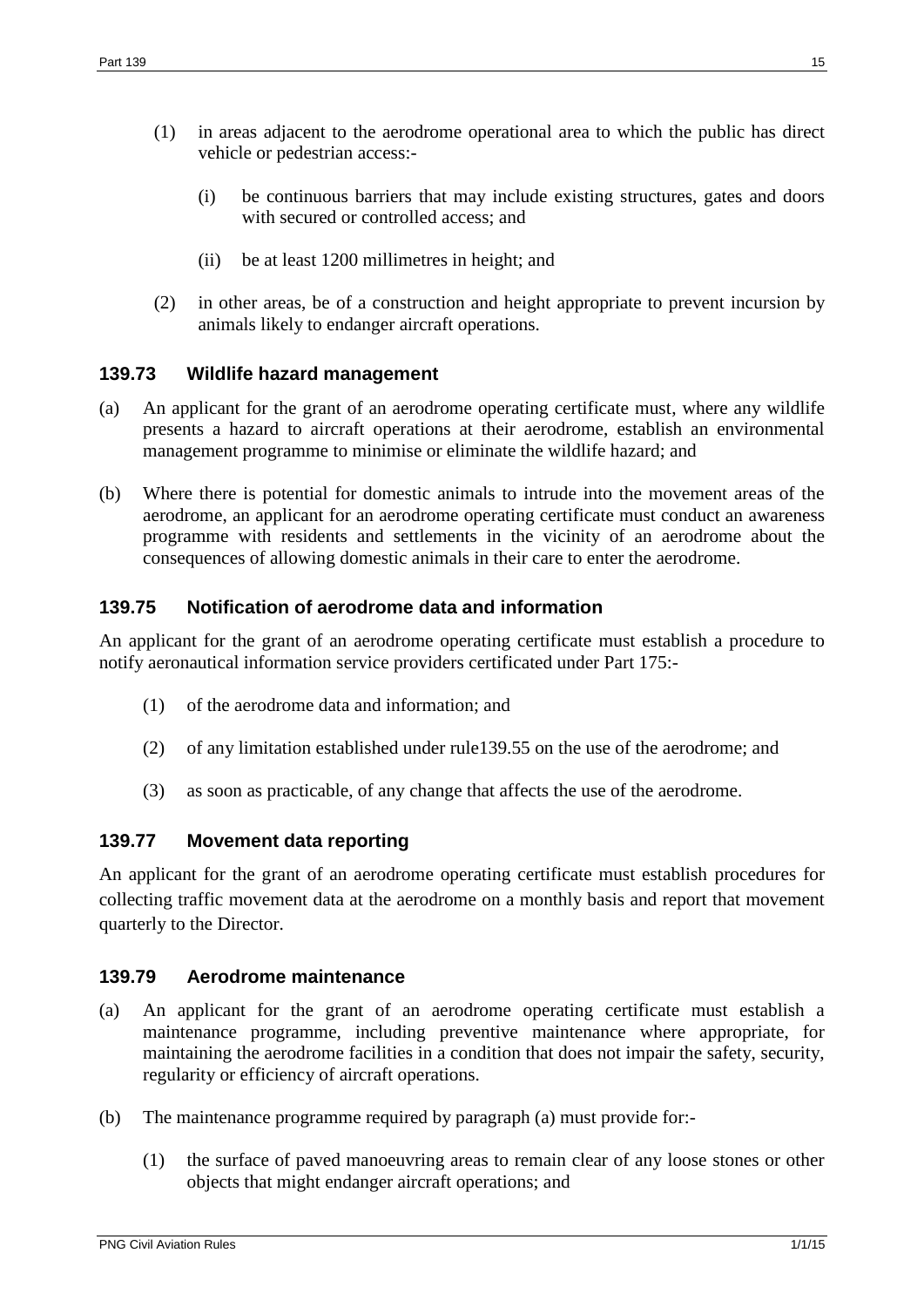(1) in areas adjacent to the aerodrome operational area to which the public has direct vehicle or pedestrian access:-

   (i) be continuous barriers that may include existing structures, gates and doors with secured or controlled access; and

   (ii) be at least 1200 millimetres in height; and

(2) in other areas, be of a construction and height appropriate to prevent incursion by animals likely to endanger aircraft operations.

### 139.73 Wildlife hazard management

(a) An applicant for the grant of an aerodrome operating certificate must, where any wildlife presents a hazard to aircraft operations at their aerodrome, establish an environmental management programme to minimise or eliminate the wildlife hazard; and

(b) Where there is potential for domestic animals to intrude into the movement areas of the aerodrome, an applicant for an aerodrome operating certificate must conduct an awareness programme with residents and settlements in the vicinity of an aerodrome about the consequences of allowing domestic animals in their care to enter the aerodrome.

### 139.75 Notification of aerodrome data and information

An applicant for the grant of an aerodrome operating certificate must establish a procedure to notify aeronautical information service providers certificated under Part 175:-

(1) of the aerodrome data and information; and

(2) of any limitation established under rule139.55 on the use of the aerodrome; and

(3) as soon as practicable, of any change that affects the use of the aerodrome.

### 139.77 Movement data reporting

An applicant for the grant of an aerodrome operating certificate must establish procedures for collecting traffic movement data at the aerodrome on a monthly basis and report that movement quarterly to the Director.

### 139.79 Aerodrome maintenance

(a) An applicant for the grant of an aerodrome operating certificate must establish a maintenance programme, including preventive maintenance where appropriate, for maintaining the aerodrome facilities in a condition that does not impair the safety, security, regularity or efficiency of aircraft operations.

(b) The maintenance programme required by paragraph (a) must provide for:-

   (1) the surface of paved manoeuvring areas to remain clear of any loose stones or other objects that might endanger aircraft operations; and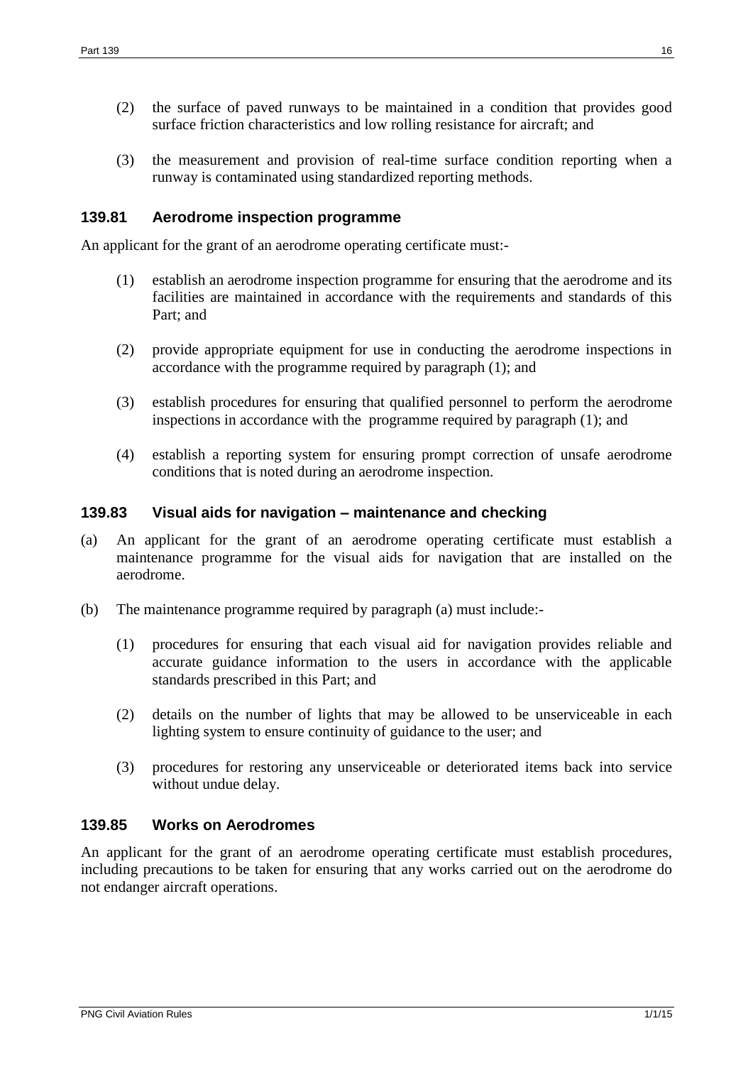(2) the surface of paved runways to be maintained in a condition that provides good surface friction characteristics and low rolling resistance for aircraft; and

(3) the measurement and provision of real-time surface condition reporting when a runway is contaminated using standardized reporting methods.

### 139.81 Aerodrome inspection programme

An applicant for the grant of an aerodrome operating certificate must:-

(1) establish an aerodrome inspection programme for ensuring that the aerodrome and its facilities are maintained in accordance with the requirements and standards of this Part; and

(2) provide appropriate equipment for use in conducting the aerodrome inspections in accordance with the programme required by paragraph (1); and

(3) establish procedures for ensuring that qualified personnel to perform the aerodrome inspections in accordance with the programme required by paragraph (1); and

(4) establish a reporting system for ensuring prompt correction of unsafe aerodrome conditions that is noted during an aerodrome inspection.

### 139.83 Visual aids for navigation – maintenance and checking

(a) An applicant for the grant of an aerodrome operating certificate must establish a maintenance programme for the visual aids for navigation that are installed on the aerodrome.

(b) The maintenance programme required by paragraph (a) must include:-

(1) procedures for ensuring that each visual aid for navigation provides reliable and accurate guidance information to the users in accordance with the applicable standards prescribed in this Part; and

(2) details on the number of lights that may be allowed to be unserviceable in each lighting system to ensure continuity of guidance to the user; and

(3) procedures for restoring any unserviceable or deteriorated items back into service without undue delay.

### 139.85 Works on Aerodromes

An applicant for the grant of an aerodrome operating certificate must establish procedures, including precautions to be taken for ensuring that any works carried out on the aerodrome do not endanger aircraft operations.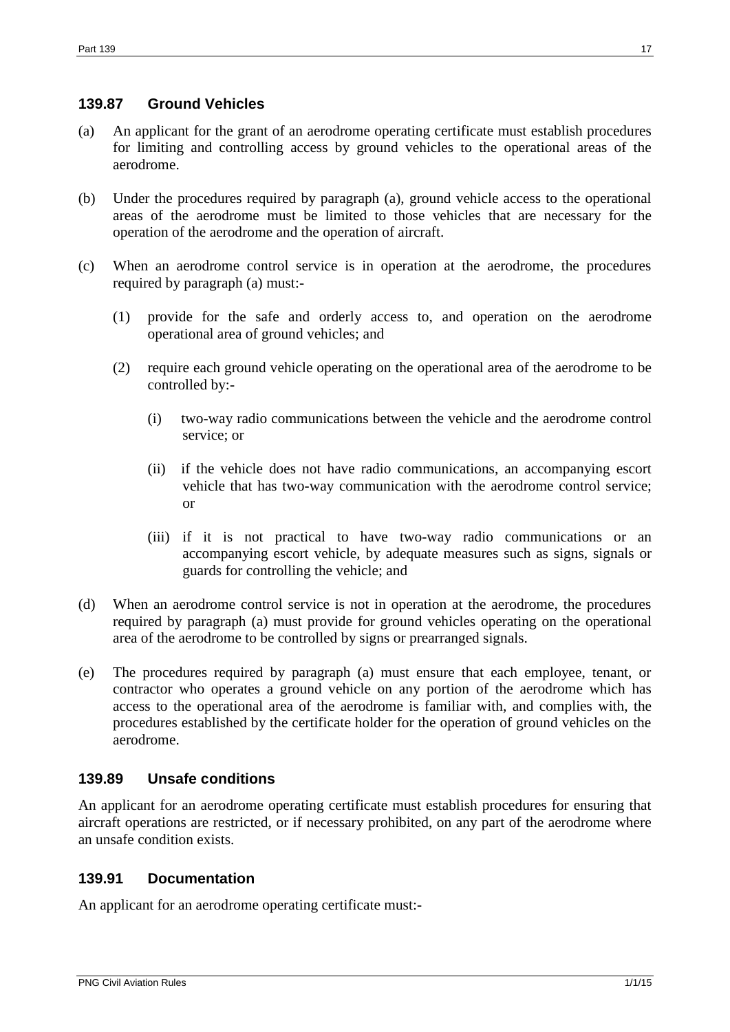### 139.87 Ground Vehicles

(a) An applicant for the grant of an aerodrome operating certificate must establish procedures for limiting and controlling access by ground vehicles to the operational areas of the aerodrome.

(b) Under the procedures required by paragraph (a), ground vehicle access to the operational areas of the aerodrome must be limited to those vehicles that are necessary for the operation of the aerodrome and the operation of aircraft.

(c) When an aerodrome control service is in operation at the aerodrome, the procedures required by paragraph (a) must:-

  (1) provide for the safe and orderly access to, and operation on the aerodrome operational area of ground vehicles; and

  (2) require each ground vehicle operating on the operational area of the aerodrome to be controlled by:-

    (i) two-way radio communications between the vehicle and the aerodrome control service; or

    (ii) if the vehicle does not have radio communications, an accompanying escort vehicle that has two-way communication with the aerodrome control service; or

    (iii) if it is not practical to have two-way radio communications or an accompanying escort vehicle, by adequate measures such as signs, signals or guards for controlling the vehicle; and

(d) When an aerodrome control service is not in operation at the aerodrome, the procedures required by paragraph (a) must provide for ground vehicles operating on the operational area of the aerodrome to be controlled by signs or prearranged signals.

(e) The procedures required by paragraph (a) must ensure that each employee, tenant, or contractor who operates a ground vehicle on any portion of the aerodrome which has access to the operational area of the aerodrome is familiar with, and complies with, the procedures established by the certificate holder for the operation of ground vehicles on the aerodrome.

### 139.89 Unsafe conditions

An applicant for an aerodrome operating certificate must establish procedures for ensuring that aircraft operations are restricted, or if necessary prohibited, on any part of the aerodrome where an unsafe condition exists.

### 139.91 Documentation

An applicant for an aerodrome operating certificate must:-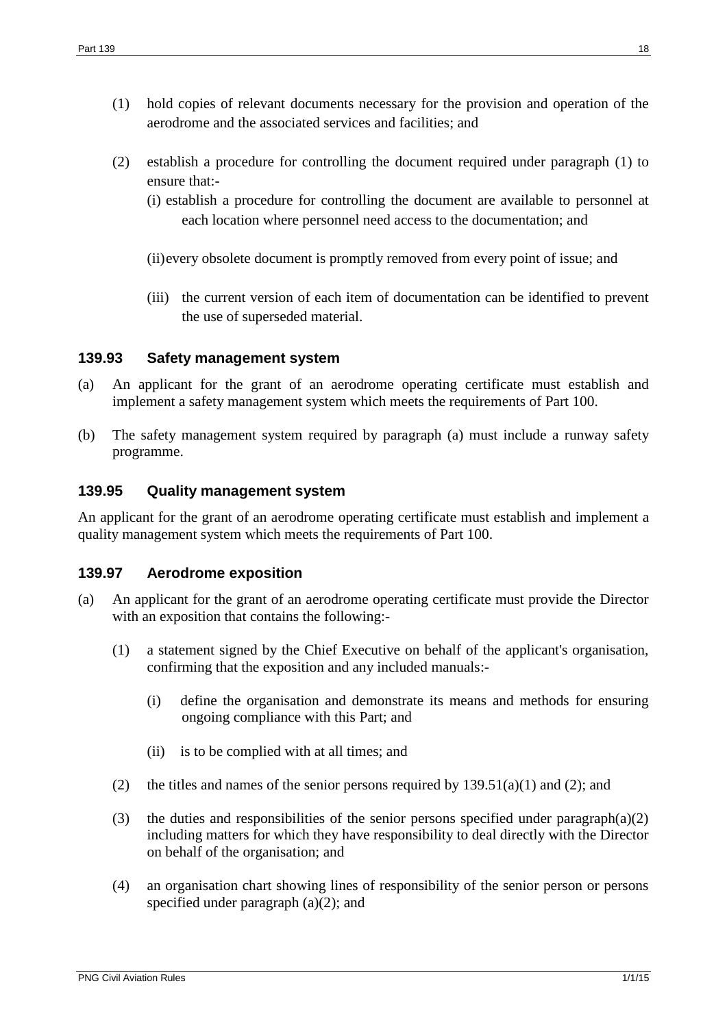(1) hold copies of relevant documents necessary for the provision and operation of the aerodrome and the associated services and facilities; and

(2) establish a procedure for controlling the document required under paragraph (1) to ensure that:-

(i) establish a procedure for controlling the document are available to personnel at each location where personnel need access to the documentation; and

(ii) every obsolete document is promptly removed from every point of issue; and

(iii) the current version of each item of documentation can be identified to prevent the use of superseded material.

### 139.93 Safety management system

(a) An applicant for the grant of an aerodrome operating certificate must establish and implement a safety management system which meets the requirements of Part 100.

(b) The safety management system required by paragraph (a) must include a runway safety programme.

### 139.95 Quality management system

An applicant for the grant of an aerodrome operating certificate must establish and implement a quality management system which meets the requirements of Part 100.

### 139.97 Aerodrome exposition

(a) An applicant for the grant of an aerodrome operating certificate must provide the Director with an exposition that contains the following:-

(1) a statement signed by the Chief Executive on behalf of the applicant's organisation, confirming that the exposition and any included manuals:-

(i) define the organisation and demonstrate its means and methods for ensuring ongoing compliance with this Part; and

(ii) is to be complied with at all times; and

(2) the titles and names of the senior persons required by 139.51(a)(1) and (2); and

(3) the duties and responsibilities of the senior persons specified under paragraph(a)(2) including matters for which they have responsibility to deal directly with the Director on behalf of the organisation; and

(4) an organisation chart showing lines of responsibility of the senior person or persons specified under paragraph (a)(2); and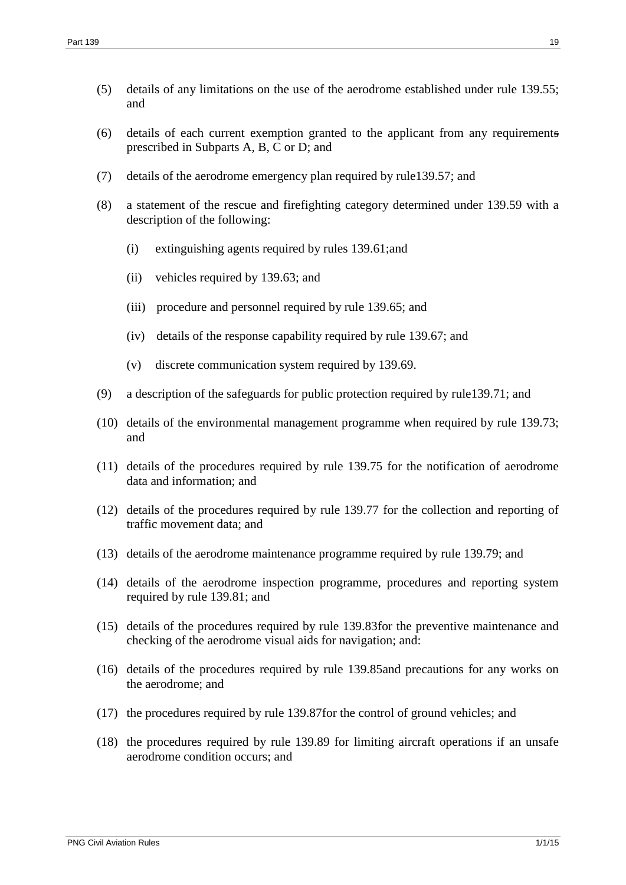(5) details of any limitations on the use of the aerodrome established under rule 139.55; and

(6) details of each current exemption granted to the applicant from any requirements prescribed in Subparts A, B, C or D; and

(7) details of the aerodrome emergency plan required by rule139.57; and

(8) a statement of the rescue and firefighting category determined under 139.59 with a description of the following:

    (i) extinguishing agents required by rules 139.61;and

    (ii) vehicles required by 139.63; and

    (iii) procedure and personnel required by rule 139.65; and

    (iv) details of the response capability required by rule 139.67; and

    (v) discrete communication system required by 139.69.

(9) a description of the safeguards for public protection required by rule139.71; and

(10) details of the environmental management programme when required by rule 139.73; and

(11) details of the procedures required by rule 139.75 for the notification of aerodrome data and information; and

(12) details of the procedures required by rule 139.77 for the collection and reporting of traffic movement data; and

(13) details of the aerodrome maintenance programme required by rule 139.79; and

(14) details of the aerodrome inspection programme, procedures and reporting system required by rule 139.81; and

(15) details of the procedures required by rule 139.83for the preventive maintenance and checking of the aerodrome visual aids for navigation; and:

(16) details of the procedures required by rule 139.85and precautions for any works on the aerodrome; and

(17) the procedures required by rule 139.87for the control of ground vehicles; and

(18) the procedures required by rule 139.89 for limiting aircraft operations if an unsafe aerodrome condition occurs; and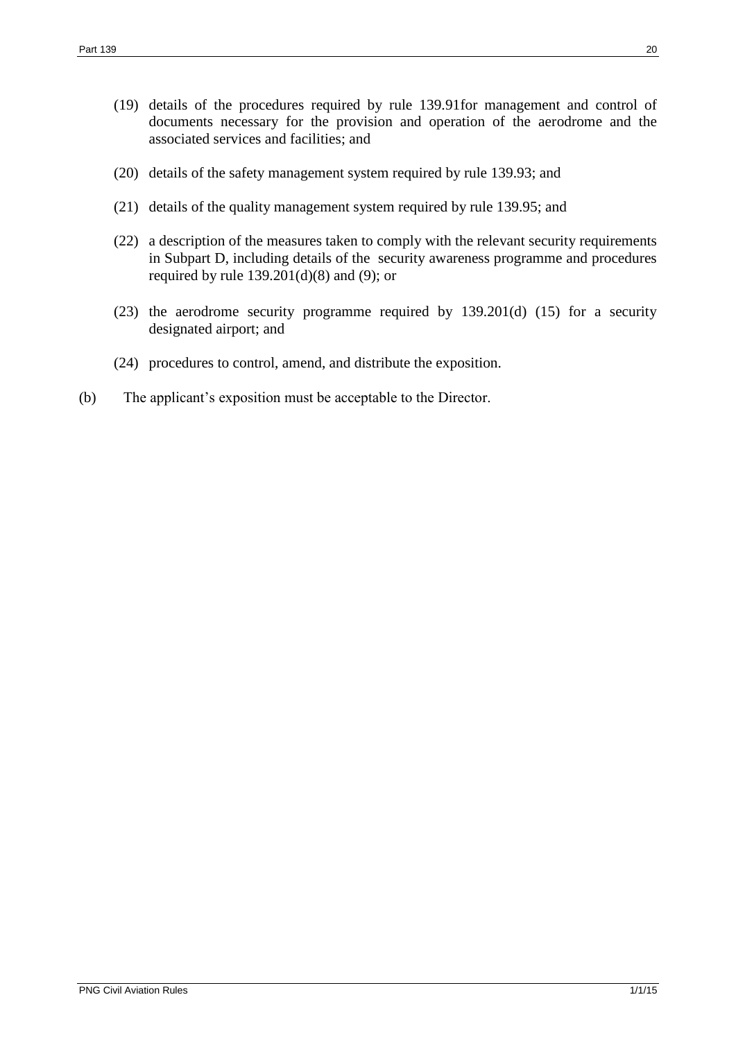(19) details of the procedures required by rule 139.91for management and control of documents necessary for the provision and operation of the aerodrome and the associated services and facilities; and

(20) details of the safety management system required by rule 139.93; and

(21) details of the quality management system required by rule 139.95; and

(22) a description of the measures taken to comply with the relevant security requirements in Subpart D, including details of the security awareness programme and procedures required by rule 139.201(d)(8) and (9); or

(23) the aerodrome security programme required by 139.201(d) (15) for a security designated airport; and

(24) procedures to control, amend, and distribute the exposition.

(b) The applicant's exposition must be acceptable to the Director.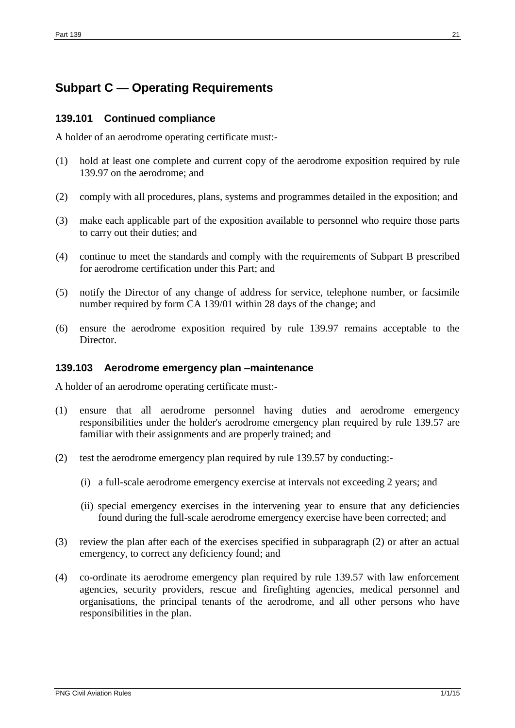## Subpart C — Operating Requirements

### 139.101 Continued compliance

A holder of an aerodrome operating certificate must:-

(1) hold at least one complete and current copy of the aerodrome exposition required by rule 139.97 on the aerodrome; and

(2) comply with all procedures, plans, systems and programmes detailed in the exposition; and

(3) make each applicable part of the exposition available to personnel who require those parts to carry out their duties; and

(4) continue to meet the standards and comply with the requirements of Subpart B prescribed for aerodrome certification under this Part; and

(5) notify the Director of any change of address for service, telephone number, or facsimile number required by form CA 139/01 within 28 days of the change; and

(6) ensure the aerodrome exposition required by rule 139.97 remains acceptable to the Director.

### 139.103 Aerodrome emergency plan –maintenance

A holder of an aerodrome operating certificate must:-

(1) ensure that all aerodrome personnel having duties and aerodrome emergency responsibilities under the holder's aerodrome emergency plan required by rule 139.57 are familiar with their assignments and are properly trained; and

(2) test the aerodrome emergency plan required by rule 139.57 by conducting:-

   (i) a full-scale aerodrome emergency exercise at intervals not exceeding 2 years; and

   (ii) special emergency exercises in the intervening year to ensure that any deficiencies found during the full-scale aerodrome emergency exercise have been corrected; and

(3) review the plan after each of the exercises specified in subparagraph (2) or after an actual emergency, to correct any deficiency found; and

(4) co-ordinate its aerodrome emergency plan required by rule 139.57 with law enforcement agencies, security providers, rescue and firefighting agencies, medical personnel and organisations, the principal tenants of the aerodrome, and all other persons who have responsibilities in the plan.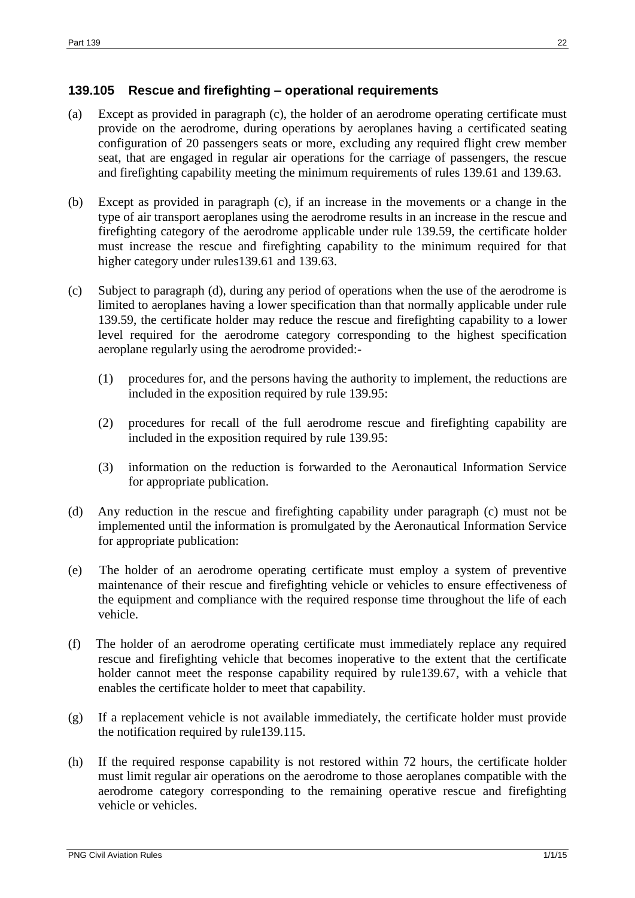### 139.105 Rescue and firefighting – operational requirements

(a) Except as provided in paragraph (c), the holder of an aerodrome operating certificate must provide on the aerodrome, during operations by aeroplanes having a certificated seating configuration of 20 passengers seats or more, excluding any required flight crew member seat, that are engaged in regular air operations for the carriage of passengers, the rescue and firefighting capability meeting the minimum requirements of rules 139.61 and 139.63.

(b) Except as provided in paragraph (c), if an increase in the movements or a change in the type of air transport aeroplanes using the aerodrome results in an increase in the rescue and firefighting category of the aerodrome applicable under rule 139.59, the certificate holder must increase the rescue and firefighting capability to the minimum required for that higher category under rules139.61 and 139.63.

(c) Subject to paragraph (d), during any period of operations when the use of the aerodrome is limited to aeroplanes having a lower specification than that normally applicable under rule 139.59, the certificate holder may reduce the rescue and firefighting capability to a lower level required for the aerodrome category corresponding to the highest specification aeroplane regularly using the aerodrome provided:-

  (1) procedures for, and the persons having the authority to implement, the reductions are included in the exposition required by rule 139.95:

  (2) procedures for recall of the full aerodrome rescue and firefighting capability are included in the exposition required by rule 139.95:

  (3) information on the reduction is forwarded to the Aeronautical Information Service for appropriate publication.

(d) Any reduction in the rescue and firefighting capability under paragraph (c) must not be implemented until the information is promulgated by the Aeronautical Information Service for appropriate publication:

(e) The holder of an aerodrome operating certificate must employ a system of preventive maintenance of their rescue and firefighting vehicle or vehicles to ensure effectiveness of the equipment and compliance with the required response time throughout the life of each vehicle.

(f) The holder of an aerodrome operating certificate must immediately replace any required rescue and firefighting vehicle that becomes inoperative to the extent that the certificate holder cannot meet the response capability required by rule139.67, with a vehicle that enables the certificate holder to meet that capability.

(g) If a replacement vehicle is not available immediately, the certificate holder must provide the notification required by rule139.115.

(h) If the required response capability is not restored within 72 hours, the certificate holder must limit regular air operations on the aerodrome to those aeroplanes compatible with the aerodrome category corresponding to the remaining operative rescue and firefighting vehicle or vehicles.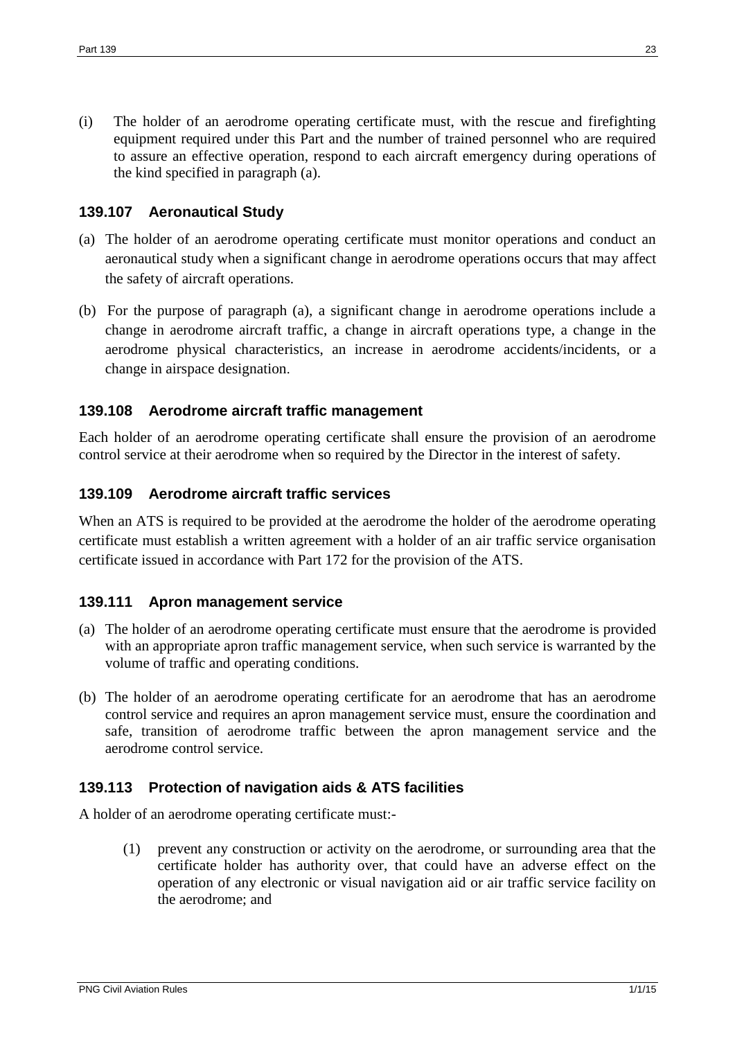(i) The holder of an aerodrome operating certificate must, with the rescue and firefighting equipment required under this Part and the number of trained personnel who are required to assure an effective operation, respond to each aircraft emergency during operations of the kind specified in paragraph (a).

### 139.107 Aeronautical Study

(a) The holder of an aerodrome operating certificate must monitor operations and conduct an aeronautical study when a significant change in aerodrome operations occurs that may affect the safety of aircraft operations.

(b) For the purpose of paragraph (a), a significant change in aerodrome operations include a change in aerodrome aircraft traffic, a change in aircraft operations type, a change in the aerodrome physical characteristics, an increase in aerodrome accidents/incidents, or a change in airspace designation.

### 139.108 Aerodrome aircraft traffic management

Each holder of an aerodrome operating certificate shall ensure the provision of an aerodrome control service at their aerodrome when so required by the Director in the interest of safety.

### 139.109 Aerodrome aircraft traffic services

When an ATS is required to be provided at the aerodrome the holder of the aerodrome operating certificate must establish a written agreement with a holder of an air traffic service organisation certificate issued in accordance with Part 172 for the provision of the ATS.

### 139.111 Apron management service

(a) The holder of an aerodrome operating certificate must ensure that the aerodrome is provided with an appropriate apron traffic management service, when such service is warranted by the volume of traffic and operating conditions.

(b) The holder of an aerodrome operating certificate for an aerodrome that has an aerodrome control service and requires an apron management service must, ensure the coordination and safe, transition of aerodrome traffic between the apron management service and the aerodrome control service.

### 139.113 Protection of navigation aids & ATS facilities

A holder of an aerodrome operating certificate must:-

(1) prevent any construction or activity on the aerodrome, or surrounding area that the certificate holder has authority over, that could have an adverse effect on the operation of any electronic or visual navigation aid or air traffic service facility on the aerodrome; and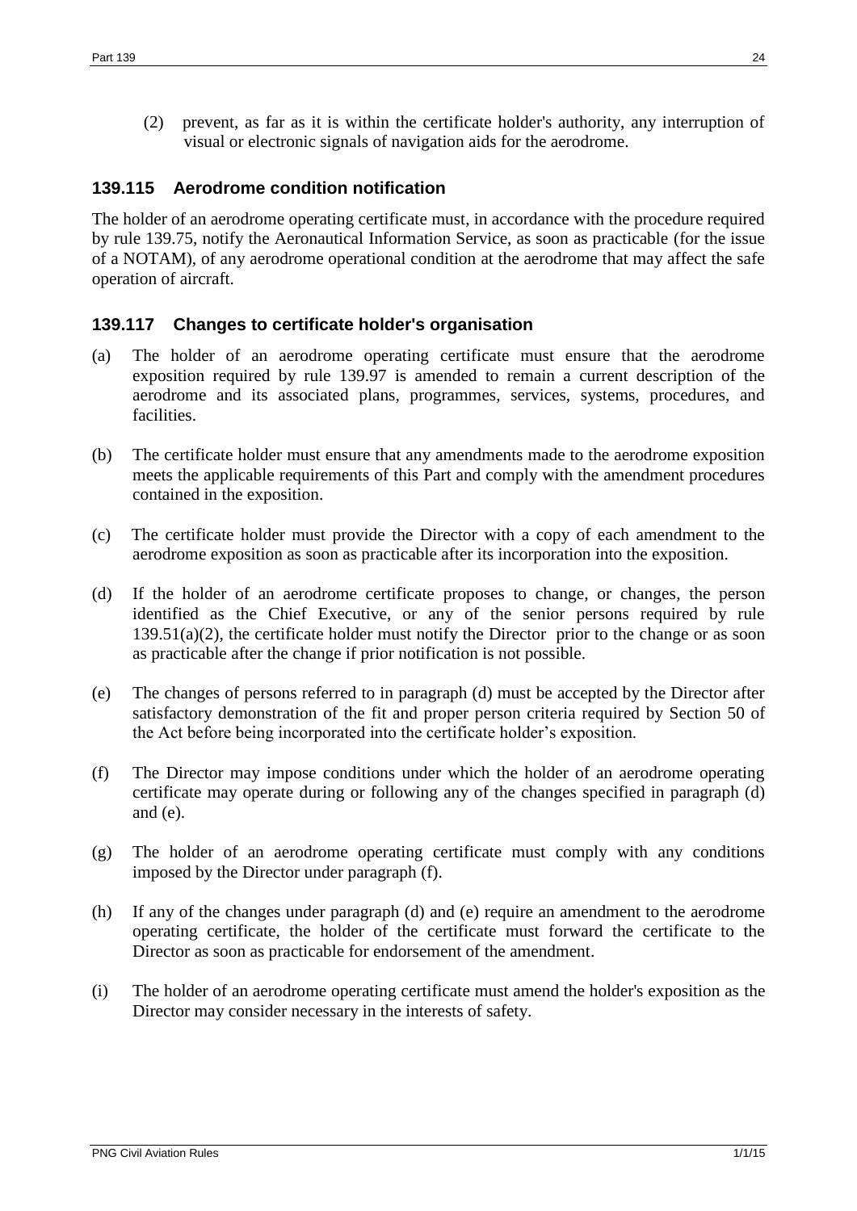(2) prevent, as far as it is within the certificate holder's authority, any interruption of visual or electronic signals of navigation aids for the aerodrome.

### 139.115 Aerodrome condition notification

The holder of an aerodrome operating certificate must, in accordance with the procedure required by rule 139.75, notify the Aeronautical Information Service, as soon as practicable (for the issue of a NOTAM), of any aerodrome operational condition at the aerodrome that may affect the safe operation of aircraft.

### 139.117 Changes to certificate holder's organisation

(a) The holder of an aerodrome operating certificate must ensure that the aerodrome exposition required by rule 139.97 is amended to remain a current description of the aerodrome and its associated plans, programmes, services, systems, procedures, and facilities.

(b) The certificate holder must ensure that any amendments made to the aerodrome exposition meets the applicable requirements of this Part and comply with the amendment procedures contained in the exposition.

(c) The certificate holder must provide the Director with a copy of each amendment to the aerodrome exposition as soon as practicable after its incorporation into the exposition.

(d) If the holder of an aerodrome certificate proposes to change, or changes, the person identified as the Chief Executive, or any of the senior persons required by rule 139.51(a)(2), the certificate holder must notify the Director prior to the change or as soon as practicable after the change if prior notification is not possible.

(e) The changes of persons referred to in paragraph (d) must be accepted by the Director after satisfactory demonstration of the fit and proper person criteria required by Section 50 of the Act before being incorporated into the certificate holder's exposition.

(f) The Director may impose conditions under which the holder of an aerodrome operating certificate may operate during or following any of the changes specified in paragraph (d) and (e).

(g) The holder of an aerodrome operating certificate must comply with any conditions imposed by the Director under paragraph (f).

(h) If any of the changes under paragraph (d) and (e) require an amendment to the aerodrome operating certificate, the holder of the certificate must forward the certificate to the Director as soon as practicable for endorsement of the amendment.

(i) The holder of an aerodrome operating certificate must amend the holder's exposition as the Director may consider necessary in the interests of safety.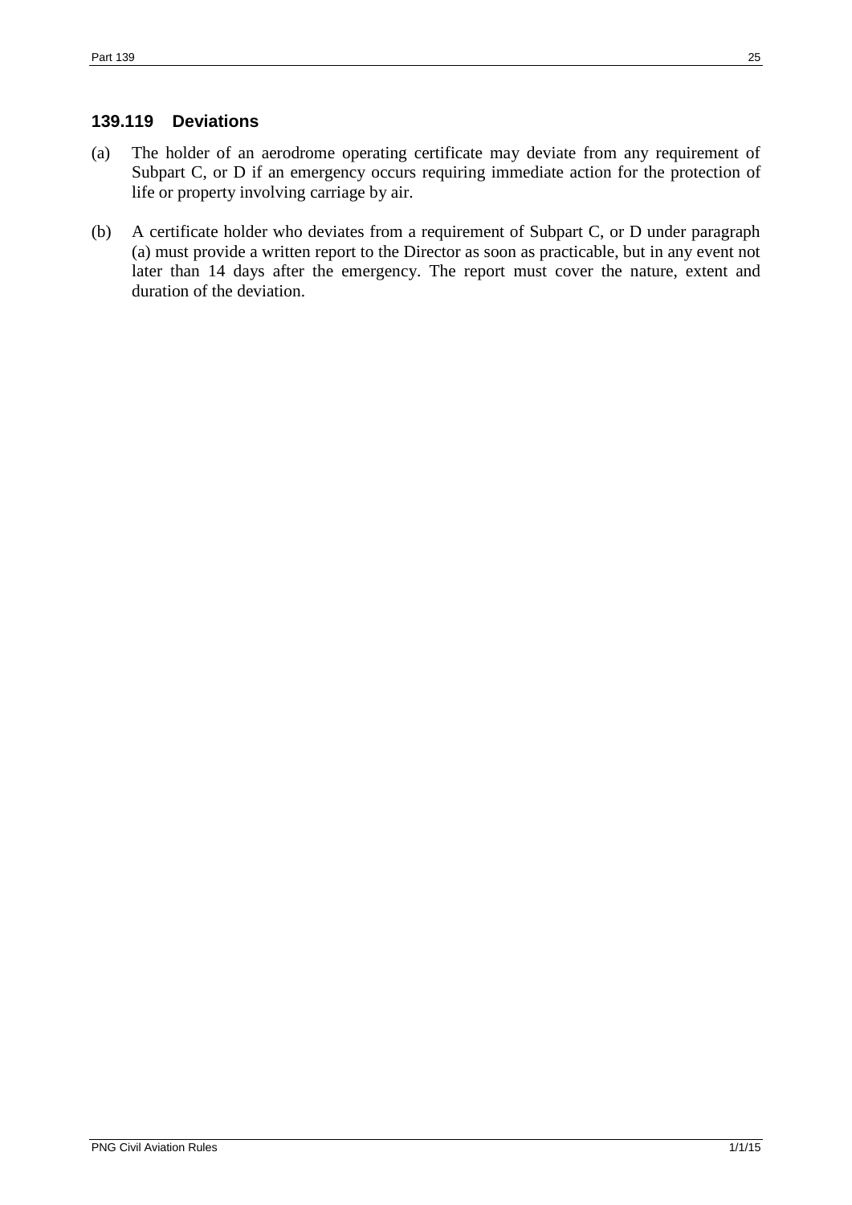### 139.119 Deviations

(a) The holder of an aerodrome operating certificate may deviate from any requirement of Subpart C, or D if an emergency occurs requiring immediate action for the protection of life or property involving carriage by air.

(b) A certificate holder who deviates from a requirement of Subpart C, or D under paragraph (a) must provide a written report to the Director as soon as practicable, but in any event not later than 14 days after the emergency. The report must cover the nature, extent and duration of the deviation.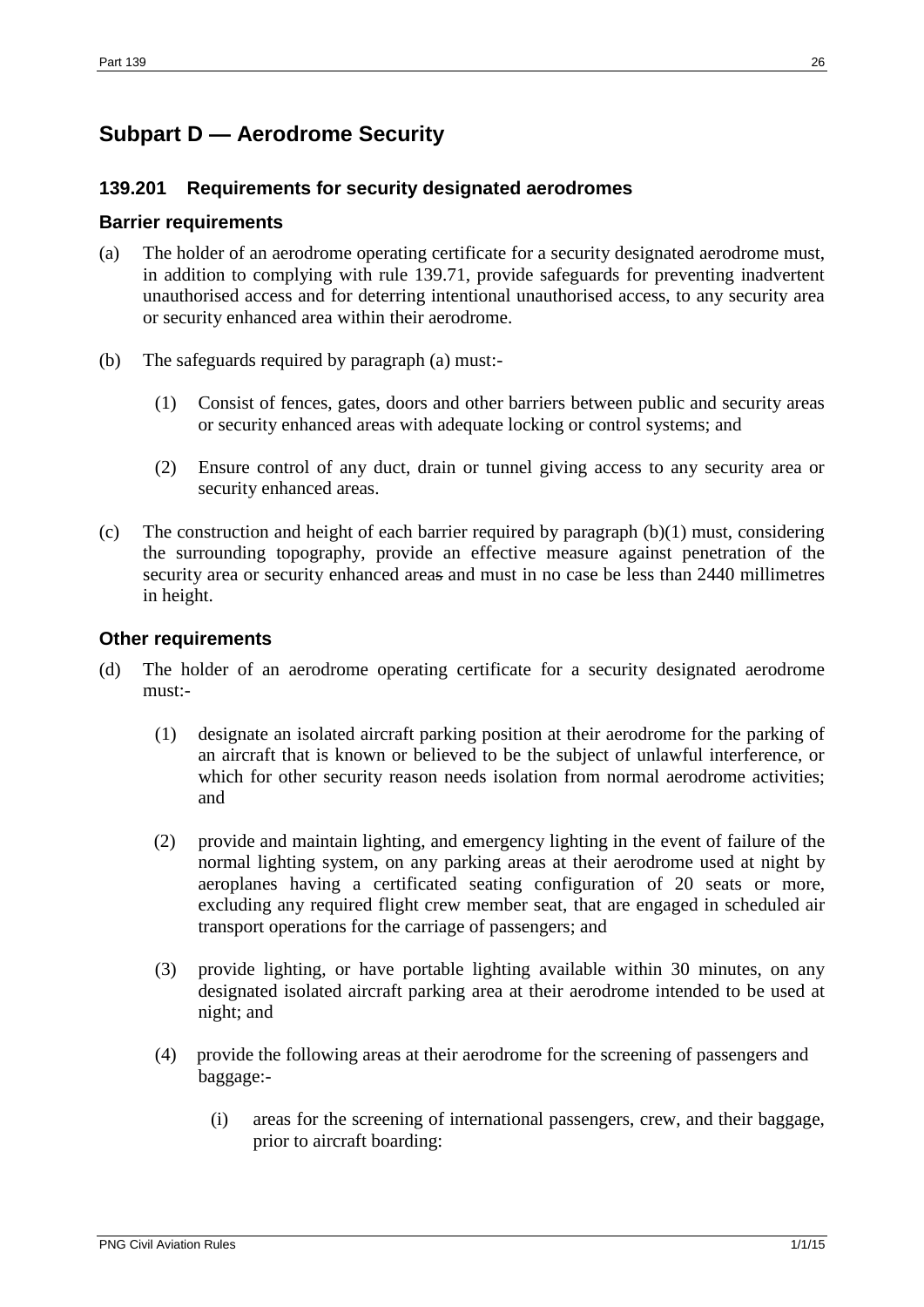# Subpart D — Aerodrome Security

## 139.201 Requirements for security designated aerodromes

### Barrier requirements

(a) The holder of an aerodrome operating certificate for a security designated aerodrome must, in addition to complying with rule 139.71, provide safeguards for preventing inadvertent unauthorised access and for deterring intentional unauthorised access, to any security area or security enhanced area within their aerodrome.

(b) The safeguards required by paragraph (a) must:-

(1) Consist of fences, gates, doors and other barriers between public and security areas or security enhanced areas with adequate locking or control systems; and

(2) Ensure control of any duct, drain or tunnel giving access to any security area or security enhanced areas.

(c) The construction and height of each barrier required by paragraph (b)(1) must, considering the surrounding topography, provide an effective measure against penetration of the security area or security enhanced areas and must in no case be less than 2440 millimetres in height.

### Other requirements

(d) The holder of an aerodrome operating certificate for a security designated aerodrome must:-

(1) designate an isolated aircraft parking position at their aerodrome for the parking of an aircraft that is known or believed to be the subject of unlawful interference, or which for other security reason needs isolation from normal aerodrome activities; and

(2) provide and maintain lighting, and emergency lighting in the event of failure of the normal lighting system, on any parking areas at their aerodrome used at night by aeroplanes having a certificated seating configuration of 20 seats or more, excluding any required flight crew member seat, that are engaged in scheduled air transport operations for the carriage of passengers; and

(3) provide lighting, or have portable lighting available within 30 minutes, on any designated isolated aircraft parking area at their aerodrome intended to be used at night; and

(4) provide the following areas at their aerodrome for the screening of passengers and baggage:-

(i) areas for the screening of international passengers, crew, and their baggage, prior to aircraft boarding: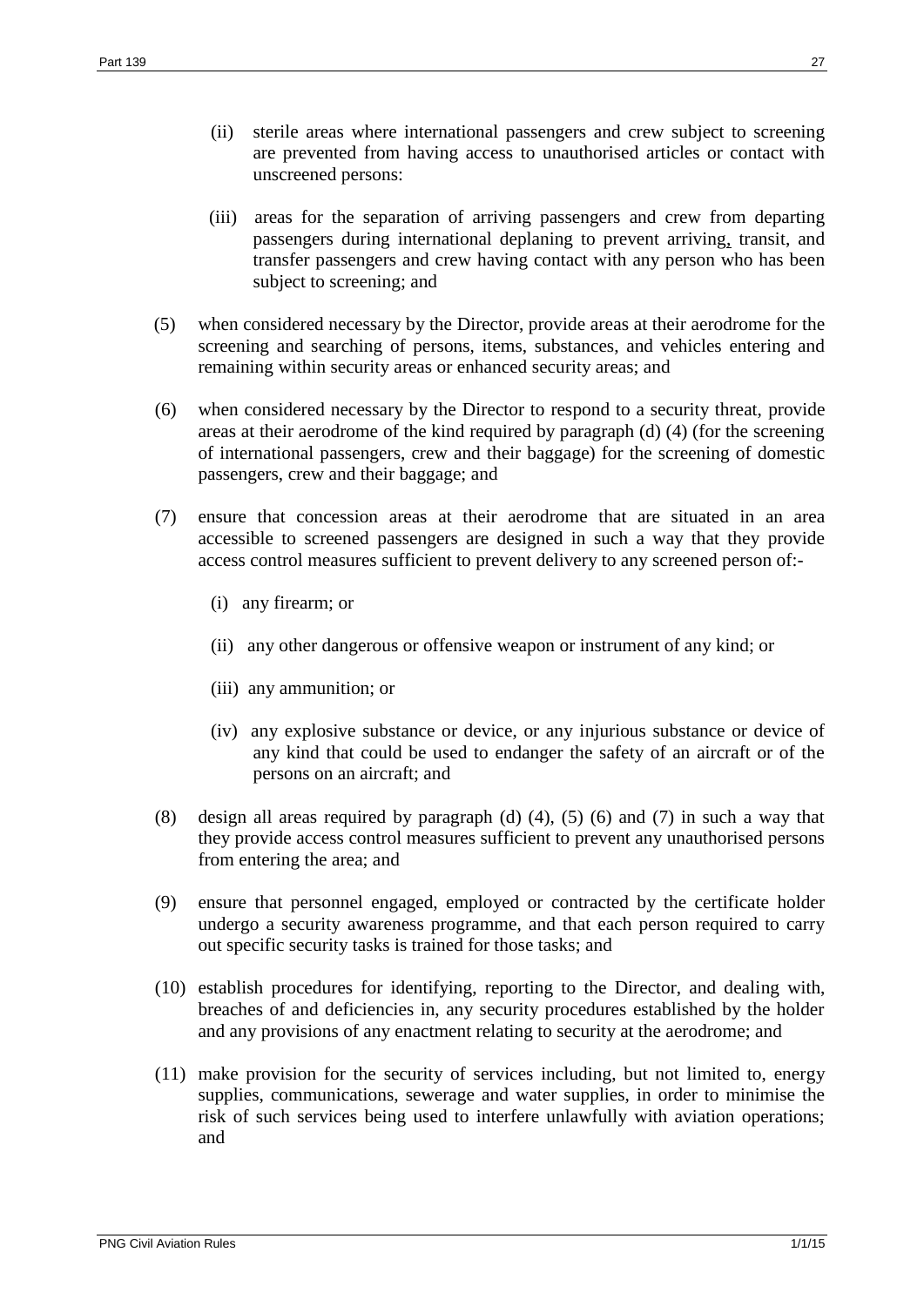(ii) sterile areas where international passengers and crew subject to screening are prevented from having access to unauthorised articles or contact with unscreened persons:

(iii) areas for the separation of arriving passengers and crew from departing passengers during international deplaning to prevent arriving, transit, and transfer passengers and crew having contact with any person who has been subject to screening; and

(5) when considered necessary by the Director, provide areas at their aerodrome for the screening and searching of persons, items, substances, and vehicles entering and remaining within security areas or enhanced security areas; and

(6) when considered necessary by the Director to respond to a security threat, provide areas at their aerodrome of the kind required by paragraph (d) (4) (for the screening of international passengers, crew and their baggage) for the screening of domestic passengers, crew and their baggage; and

(7) ensure that concession areas at their aerodrome that are situated in an area accessible to screened passengers are designed in such a way that they provide access control measures sufficient to prevent delivery to any screened person of:-

   (i) any firearm; or

   (ii) any other dangerous or offensive weapon or instrument of any kind; or

   (iii) any ammunition; or

   (iv) any explosive substance or device, or any injurious substance or device of any kind that could be used to endanger the safety of an aircraft or of the persons on an aircraft; and

(8) design all areas required by paragraph (d) (4), (5) (6) and (7) in such a way that they provide access control measures sufficient to prevent any unauthorised persons from entering the area; and

(9) ensure that personnel engaged, employed or contracted by the certificate holder undergo a security awareness programme, and that each person required to carry out specific security tasks is trained for those tasks; and

(10) establish procedures for identifying, reporting to the Director, and dealing with, breaches of and deficiencies in, any security procedures established by the holder and any provisions of any enactment relating to security at the aerodrome; and

(11) make provision for the security of services including, but not limited to, energy supplies, communications, sewerage and water supplies, in order to minimise the risk of such services being used to interfere unlawfully with aviation operations; and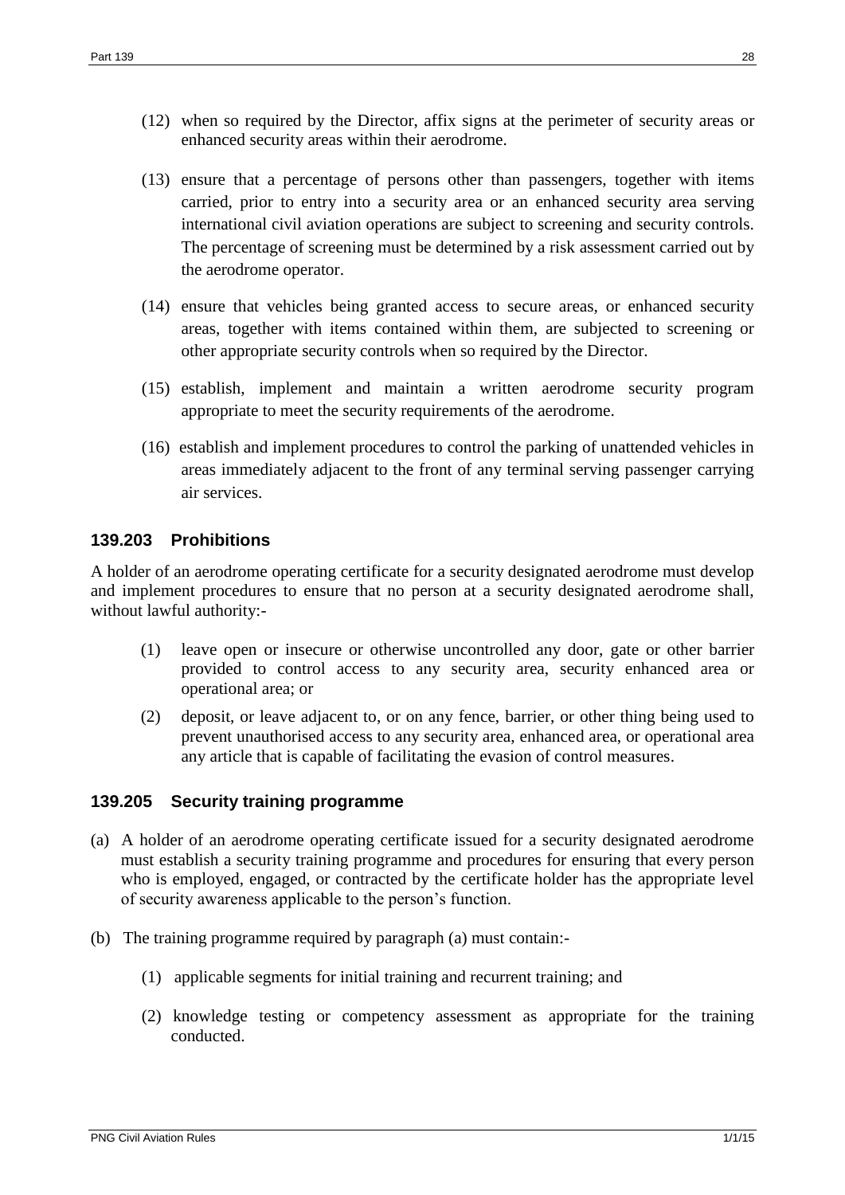(12) when so required by the Director, affix signs at the perimeter of security areas or enhanced security areas within their aerodrome.

(13) ensure that a percentage of persons other than passengers, together with items carried, prior to entry into a security area or an enhanced security area serving international civil aviation operations are subject to screening and security controls. The percentage of screening must be determined by a risk assessment carried out by the aerodrome operator.

(14) ensure that vehicles being granted access to secure areas, or enhanced security areas, together with items contained within them, are subjected to screening or other appropriate security controls when so required by the Director.

(15) establish, implement and maintain a written aerodrome security program appropriate to meet the security requirements of the aerodrome.

(16) establish and implement procedures to control the parking of unattended vehicles in areas immediately adjacent to the front of any terminal serving passenger carrying air services.

### 139.203 Prohibitions

A holder of an aerodrome operating certificate for a security designated aerodrome must develop and implement procedures to ensure that no person at a security designated aerodrome shall, without lawful authority:-

(1) leave open or insecure or otherwise uncontrolled any door, gate or other barrier provided to control access to any security area, security enhanced area or operational area; or

(2) deposit, or leave adjacent to, or on any fence, barrier, or other thing being used to prevent unauthorised access to any security area, enhanced area, or operational area any article that is capable of facilitating the evasion of control measures.

### 139.205 Security training programme

(a) A holder of an aerodrome operating certificate issued for a security designated aerodrome must establish a security training programme and procedures for ensuring that every person who is employed, engaged, or contracted by the certificate holder has the appropriate level of security awareness applicable to the person's function.

(b) The training programme required by paragraph (a) must contain:-

(1) applicable segments for initial training and recurrent training; and

(2) knowledge testing or competency assessment as appropriate for the training conducted.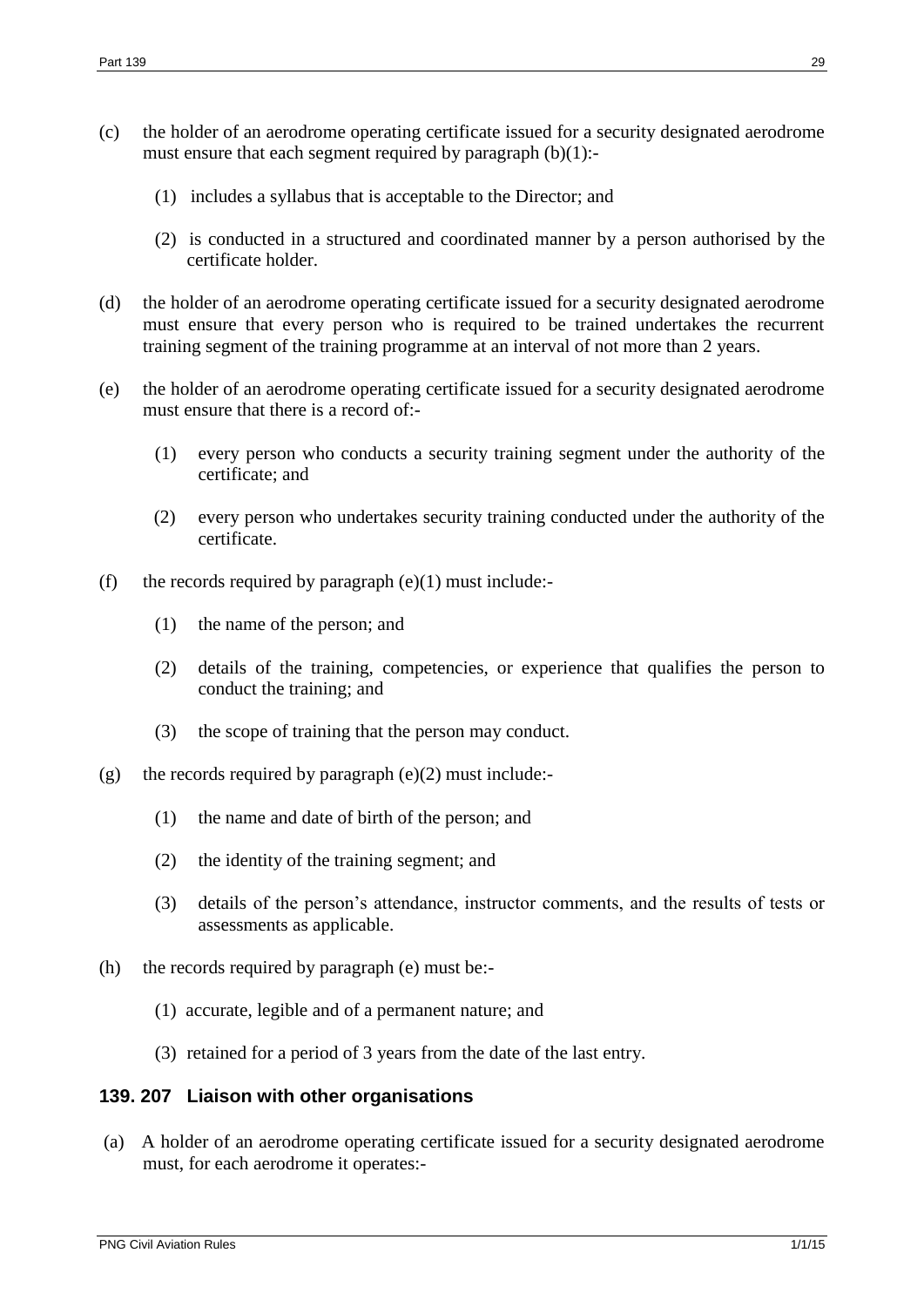(c) the holder of an aerodrome operating certificate issued for a security designated aerodrome must ensure that each segment required by paragraph (b)(1):-

  (1) includes a syllabus that is acceptable to the Director; and

  (2) is conducted in a structured and coordinated manner by a person authorised by the certificate holder.

(d) the holder of an aerodrome operating certificate issued for a security designated aerodrome must ensure that every person who is required to be trained undertakes the recurrent training segment of the training programme at an interval of not more than 2 years.

(e) the holder of an aerodrome operating certificate issued for a security designated aerodrome must ensure that there is a record of:-

  (1) every person who conducts a security training segment under the authority of the certificate; and

  (2) every person who undertakes security training conducted under the authority of the certificate.

(f) the records required by paragraph (e)(1) must include:-

  (1) the name of the person; and

  (2) details of the training, competencies, or experience that qualifies the person to conduct the training; and

  (3) the scope of training that the person may conduct.

(g) the records required by paragraph (e)(2) must include:-

  (1) the name and date of birth of the person; and

  (2) the identity of the training segment; and

  (3) details of the person's attendance, instructor comments, and the results of tests or assessments as applicable.

(h) the records required by paragraph (e) must be:-

  (1) accurate, legible and of a permanent nature; and

  (3) retained for a period of 3 years from the date of the last entry.

### 139. 207 Liaison with other organisations

(a) A holder of an aerodrome operating certificate issued for a security designated aerodrome must, for each aerodrome it operates:-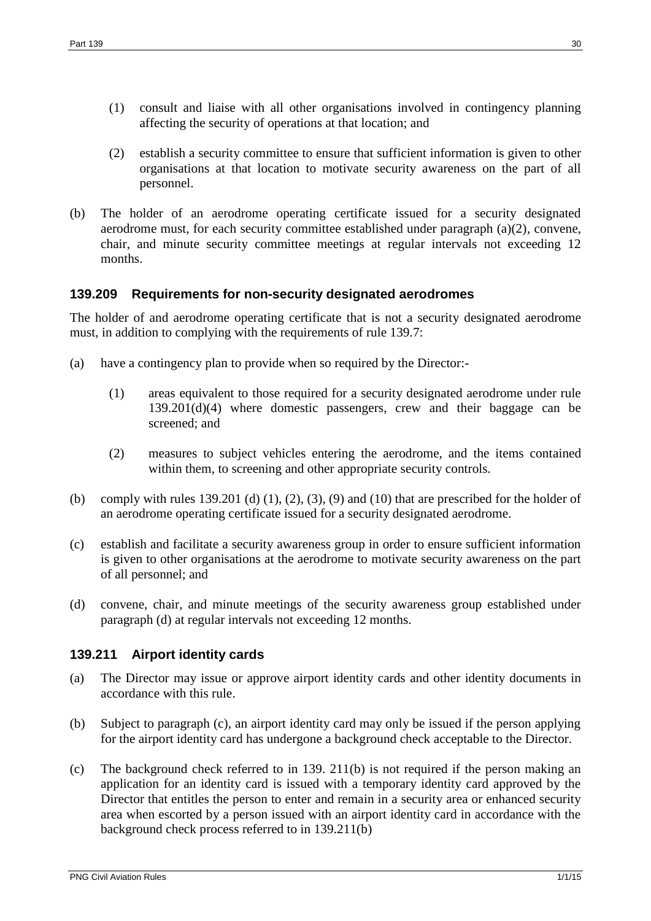(1) consult and liaise with all other organisations involved in contingency planning affecting the security of operations at that location; and

(2) establish a security committee to ensure that sufficient information is given to other organisations at that location to motivate security awareness on the part of all personnel.

(b) The holder of an aerodrome operating certificate issued for a security designated aerodrome must, for each security committee established under paragraph (a)(2), convene, chair, and minute security committee meetings at regular intervals not exceeding 12 months.

### 139.209 Requirements for non-security designated aerodromes

The holder of and aerodrome operating certificate that is not a security designated aerodrome must, in addition to complying with the requirements of rule 139.7:

(a) have a contingency plan to provide when so required by the Director:-

(1) areas equivalent to those required for a security designated aerodrome under rule 139.201(d)(4) where domestic passengers, crew and their baggage can be screened; and

(2) measures to subject vehicles entering the aerodrome, and the items contained within them, to screening and other appropriate security controls.

(b) comply with rules 139.201 (d) (1), (2), (3), (9) and (10) that are prescribed for the holder of an aerodrome operating certificate issued for a security designated aerodrome.

(c) establish and facilitate a security awareness group in order to ensure sufficient information is given to other organisations at the aerodrome to motivate security awareness on the part of all personnel; and

(d) convene, chair, and minute meetings of the security awareness group established under paragraph (d) at regular intervals not exceeding 12 months.

### 139.211 Airport identity cards

(a) The Director may issue or approve airport identity cards and other identity documents in accordance with this rule.

(b) Subject to paragraph (c), an airport identity card may only be issued if the person applying for the airport identity card has undergone a background check acceptable to the Director.

(c) The background check referred to in 139. 211(b) is not required if the person making an application for an identity card is issued with a temporary identity card approved by the Director that entitles the person to enter and remain in a security area or enhanced security area when escorted by a person issued with an airport identity card in accordance with the background check process referred to in 139.211(b)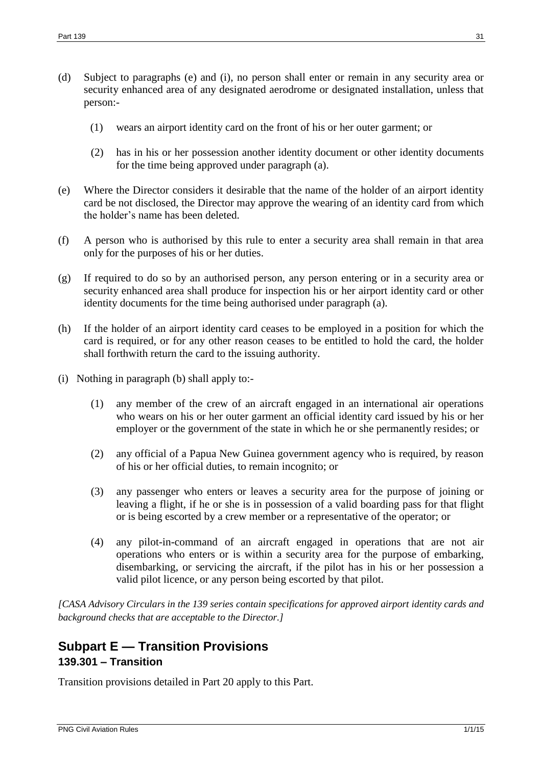(d) Subject to paragraphs (e) and (i), no person shall enter or remain in any security area or security enhanced area of any designated aerodrome or designated installation, unless that person:-

  (1) wears an airport identity card on the front of his or her outer garment; or

  (2) has in his or her possession another identity document or other identity documents for the time being approved under paragraph (a).

(e) Where the Director considers it desirable that the name of the holder of an airport identity card be not disclosed, the Director may approve the wearing of an identity card from which the holder's name has been deleted.

(f) A person who is authorised by this rule to enter a security area shall remain in that area only for the purposes of his or her duties.

(g) If required to do so by an authorised person, any person entering or in a security area or security enhanced area shall produce for inspection his or her airport identity card or other identity documents for the time being authorised under paragraph (a).

(h) If the holder of an airport identity card ceases to be employed in a position for which the card is required, or for any other reason ceases to be entitled to hold the card, the holder shall forthwith return the card to the issuing authority.

(i) Nothing in paragraph (b) shall apply to:-

  (1) any member of the crew of an aircraft engaged in an international air operations who wears on his or her outer garment an official identity card issued by his or her employer or the government of the state in which he or she permanently resides; or

  (2) any official of a Papua New Guinea government agency who is required, by reason of his or her official duties, to remain incognito; or

  (3) any passenger who enters or leaves a security area for the purpose of joining or leaving a flight, if he or she is in possession of a valid boarding pass for that flight or is being escorted by a crew member or a representative of the operator; or

  (4) any pilot-in-command of an aircraft engaged in operations that are not air operations who enters or is within a security area for the purpose of embarking, disembarking, or servicing the aircraft, if the pilot has in his or her possession a valid pilot licence, or any person being escorted by that pilot.

*[CASA Advisory Circulars in the 139 series contain specifications for approved airport identity cards and background checks that are acceptable to the Director.]*

## Subpart E — Transition Provisions

### 139.301 – Transition

Transition provisions detailed in Part 20 apply to this Part.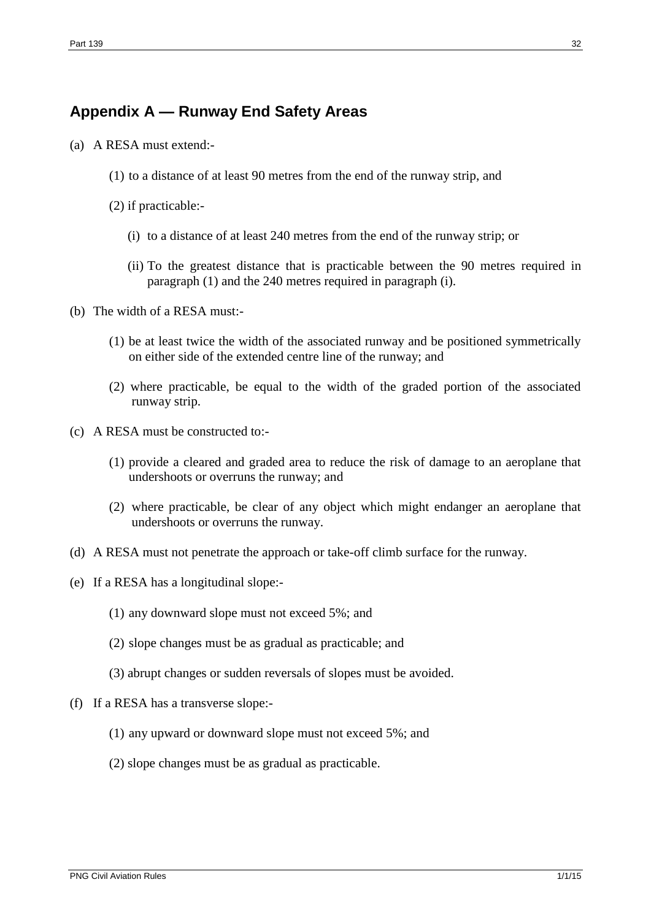## Appendix A — Runway End Safety Areas

(a) A RESA must extend:-

(1) to a distance of at least 90 metres from the end of the runway strip, and

(2) if practicable:-

(i) to a distance of at least 240 metres from the end of the runway strip; or

(ii) To the greatest distance that is practicable between the 90 metres required in paragraph (1) and the 240 metres required in paragraph (i).

(b) The width of a RESA must:-

(1) be at least twice the width of the associated runway and be positioned symmetrically on either side of the extended centre line of the runway; and

(2) where practicable, be equal to the width of the graded portion of the associated runway strip.

(c) A RESA must be constructed to:-

(1) provide a cleared and graded area to reduce the risk of damage to an aeroplane that undershoots or overruns the runway; and

(2) where practicable, be clear of any object which might endanger an aeroplane that undershoots or overruns the runway.

(d) A RESA must not penetrate the approach or take-off climb surface for the runway.

(e) If a RESA has a longitudinal slope:-

(1) any downward slope must not exceed 5%; and

(2) slope changes must be as gradual as practicable; and

(3) abrupt changes or sudden reversals of slopes must be avoided.

(f) If a RESA has a transverse slope:-

(1) any upward or downward slope must not exceed 5%; and

(2) slope changes must be as gradual as practicable.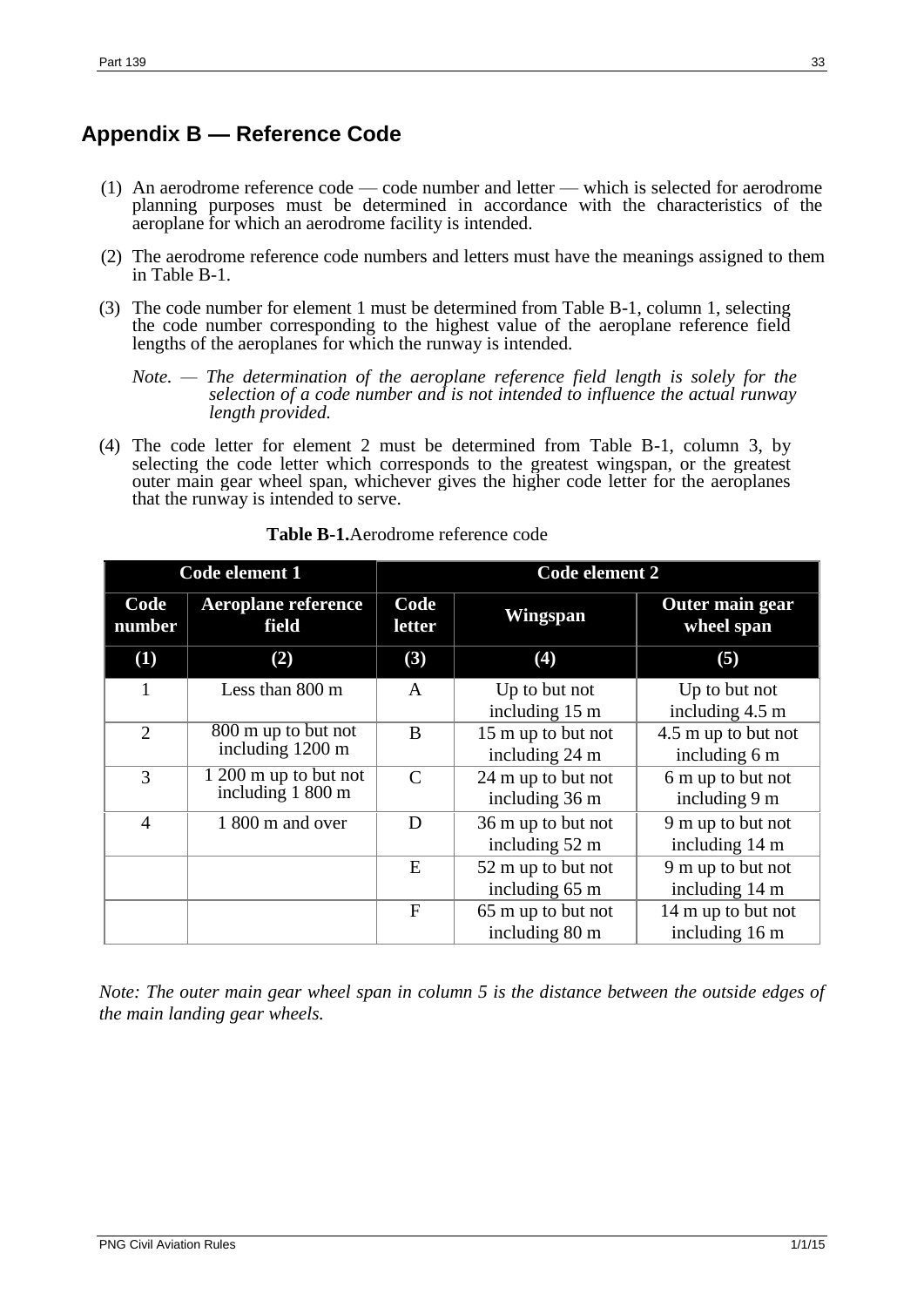## Appendix B — Reference Code

(1) An aerodrome reference code — code number and letter — which is selected for aerodrome planning purposes must be determined in accordance with the characteristics of the aeroplane for which an aerodrome facility is intended.

(2) The aerodrome reference code numbers and letters must have the meanings assigned to them in Table B-1.

(3) The code number for element 1 must be determined from Table B-1, column 1, selecting the code number corresponding to the highest value of the aeroplane reference field lengths of the aeroplanes for which the runway is intended.

*Note. — The determination of the aeroplane reference field length is solely for the selection of a code number and is not intended to influence the actual runway length provided.*

(4) The code letter for element 2 must be determined from Table B-1, column 3, by selecting the code letter which corresponds to the greatest wingspan, or the greatest outer main gear wheel span, whichever gives the higher code letter for the aeroplanes that the runway is intended to serve.

**Table B-1.** Aerodrome reference code

| Code element 1 | | Code element 2 | | |
|---|---|---|---|---|
| **Code number** | **Aeroplane reference field** | **Code letter** | **Wingspan** | **Outer main gear wheel span** |
| **(1)** | **(2)** | **(3)** | **(4)** | **(5)** |
| 1 | Less than 800 m | A | Up to but not including 15 m | Up to but not including 4.5 m |
| 2 | 800 m up to but not including 1200 m | B | 15 m up to but not including 24 m | 4.5 m up to but not including 6 m |
| 3 | 1 200 m up to but not including 1 800 m | C | 24 m up to but not including 36 m | 6 m up to but not including 9 m |
| 4 | 1 800 m and over | D | 36 m up to but not including 52 m | 9 m up to but not including 14 m |
| | | E | 52 m up to but not including 65 m | 9 m up to but not including 14 m |
| | | F | 65 m up to but not including 80 m | 14 m up to but not including 16 m |

*Note: The outer main gear wheel span in column 5 is the distance between the outside edges of the main landing gear wheels.*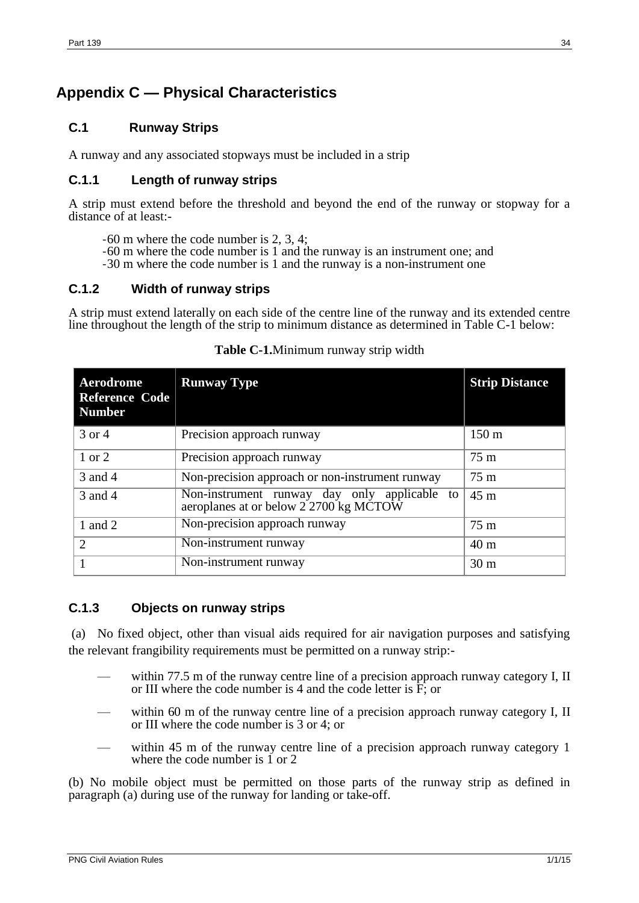# Appendix C — Physical Characteristics

## C.1 Runway Strips

A runway and any associated stopways must be included in a strip

### C.1.1 Length of runway strips

A strip must extend before the threshold and beyond the end of the runway or stopway for a distance of at least:-

- 60 m where the code number is 2, 3, 4;
- 60 m where the code number is 1 and the runway is an instrument one; and
- 30 m where the code number is 1 and the runway is a non-instrument one

### C.1.2 Width of runway strips

A strip must extend laterally on each side of the centre line of the runway and its extended centre line throughout the length of the strip to minimum distance as determined in Table C-1 below:

**Table C-1.**Minimum runway strip width

| Aerodrome Reference Code Number | Runway Type | Strip Distance |
|---|---|---|
| 3 or 4 | Precision approach runway | 150 m |
| 1 or 2 | Precision approach runway | 75 m |
| 3 and 4 | Non-precision approach or non-instrument runway | 75 m |
| 3 and 4 | Non-instrument runway day only applicable to aeroplanes at or below 2 2700 kg MCTOW | 45 m |
| 1 and 2 | Non-precision approach runway | 75 m |
| 2 | Non-instrument runway | 40 m |
| 1 | Non-instrument runway | 30 m |

### C.1.3 Objects on runway strips

(a) No fixed object, other than visual aids required for air navigation purposes and satisfying the relevant frangibility requirements must be permitted on a runway strip:-

- within 77.5 m of the runway centre line of a precision approach runway category I, II or III where the code number is 4 and the code letter is F; or
- within 60 m of the runway centre line of a precision approach runway category I, II or III where the code number is 3 or 4; or
- within 45 m of the runway centre line of a precision approach runway category 1 where the code number is 1 or 2

(b) No mobile object must be permitted on those parts of the runway strip as defined in paragraph (a) during use of the runway for landing or take-off.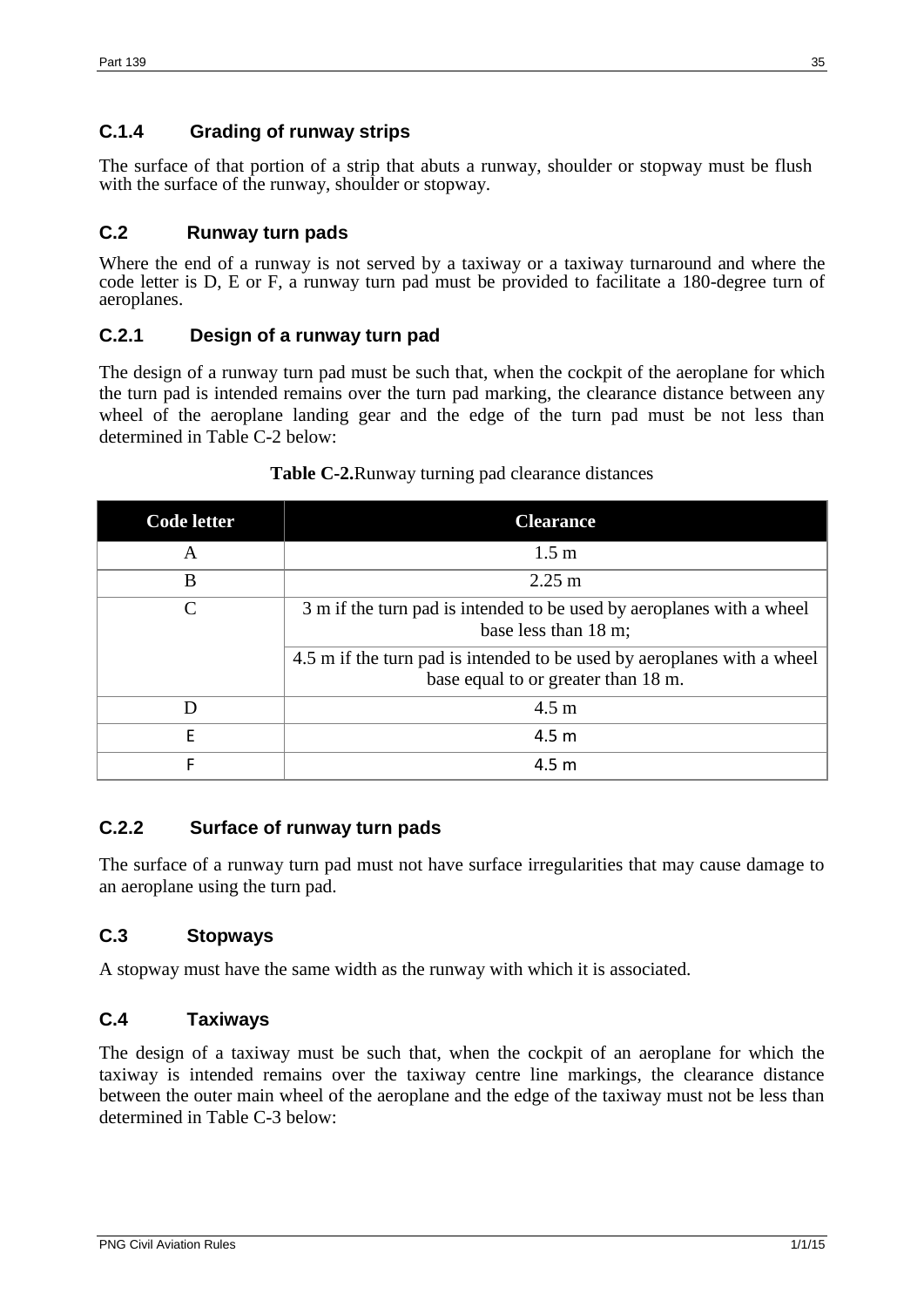### C.1.4 Grading of runway strips

The surface of that portion of a strip that abuts a runway, shoulder or stopway must be flush with the surface of the runway, shoulder or stopway.

## C.2 Runway turn pads

Where the end of a runway is not served by a taxiway or a taxiway turnaround and where the code letter is D, E or F, a runway turn pad must be provided to facilitate a 180-degree turn of aeroplanes.

### C.2.1 Design of a runway turn pad

The design of a runway turn pad must be such that, when the cockpit of the aeroplane for which the turn pad is intended remains over the turn pad marking, the clearance distance between any wheel of the aeroplane landing gear and the edge of the turn pad must be not less than determined in Table C-2 below:

**Table C-2.** Runway turning pad clearance distances

| Code letter | Clearance |
|---|---|
| A | 1.5 m |
| B | 2.25 m |
| C | 3 m if the turn pad is intended to be used by aeroplanes with a wheel base less than 18 m; |
| | 4.5 m if the turn pad is intended to be used by aeroplanes with a wheel base equal to or greater than 18 m. |
| D | 4.5 m |
| E | 4.5 m |
| F | 4.5 m |

### C.2.2 Surface of runway turn pads

The surface of a runway turn pad must not have surface irregularities that may cause damage to an aeroplane using the turn pad.

## C.3 Stopways

A stopway must have the same width as the runway with which it is associated.

## C.4 Taxiways

The design of a taxiway must be such that, when the cockpit of an aeroplane for which the taxiway is intended remains over the taxiway centre line markings, the clearance distance between the outer main wheel of the aeroplane and the edge of the taxiway must not be less than determined in Table C-3 below: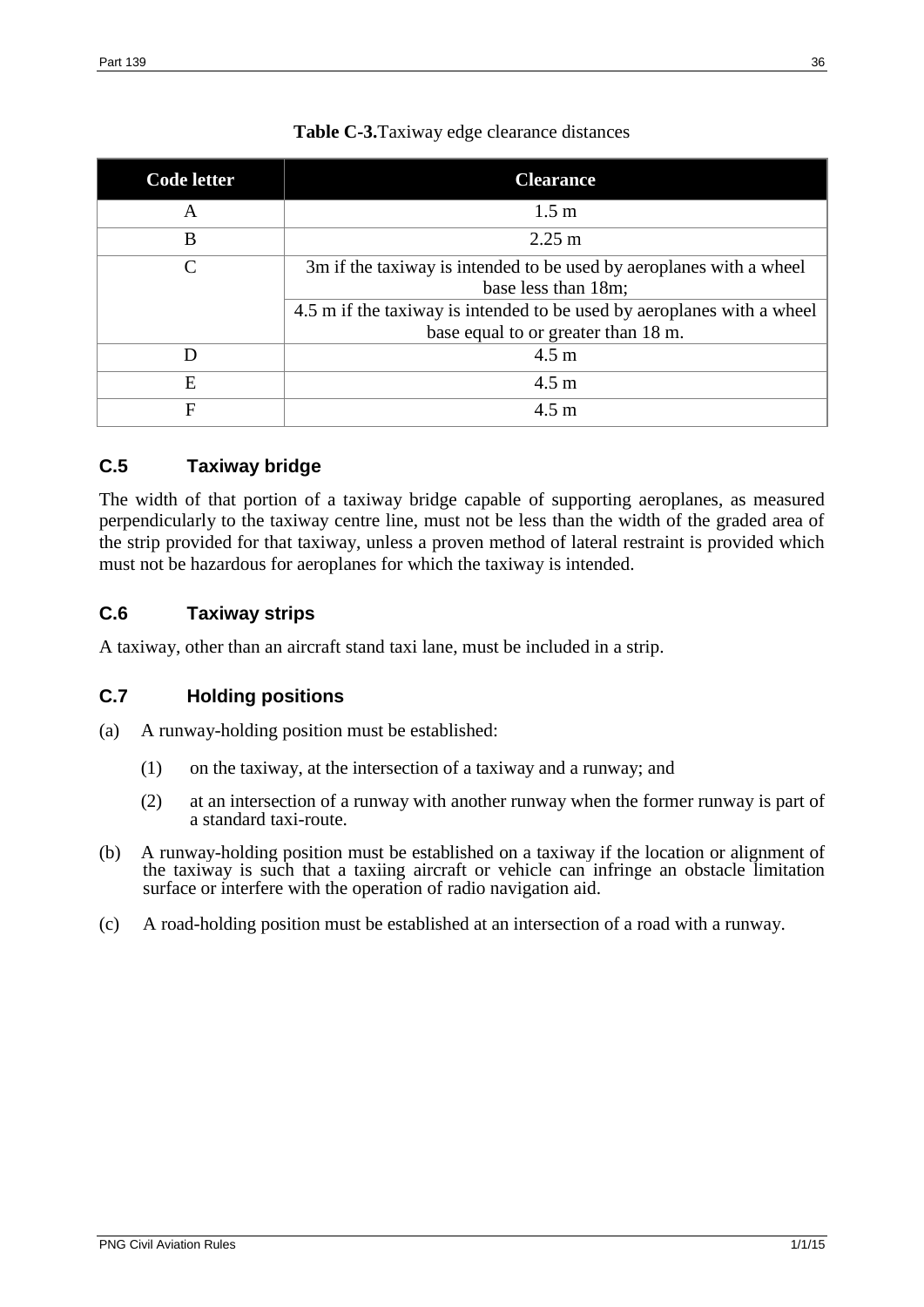**Table C-3.** Taxiway edge clearance distances

| Code letter | Clearance |
|---|---|
| A | 1.5 m |
| B | 2.25 m |
| C | 3m if the taxiway is intended to be used by aeroplanes with a wheel base less than 18m; |
| | 4.5 m if the taxiway is intended to be used by aeroplanes with a wheel base equal to or greater than 18 m. |
| D | 4.5 m |
| E | 4.5 m |
| F | 4.5 m |

### C.5 Taxiway bridge

The width of that portion of a taxiway bridge capable of supporting aeroplanes, as measured perpendicularly to the taxiway centre line, must not be less than the width of the graded area of the strip provided for that taxiway, unless a proven method of lateral restraint is provided which must not be hazardous for aeroplanes for which the taxiway is intended.

### C.6 Taxiway strips

A taxiway, other than an aircraft stand taxi lane, must be included in a strip.

### C.7 Holding positions

(a) A runway-holding position must be established:

(1) on the taxiway, at the intersection of a taxiway and a runway; and

(2) at an intersection of a runway with another runway when the former runway is part of a standard taxi-route.

(b) A runway-holding position must be established on a taxiway if the location or alignment of the taxiway is such that a taxiing aircraft or vehicle can infringe an obstacle limitation surface or interfere with the operation of radio navigation aid.

(c) A road-holding position must be established at an intersection of a road with a runway.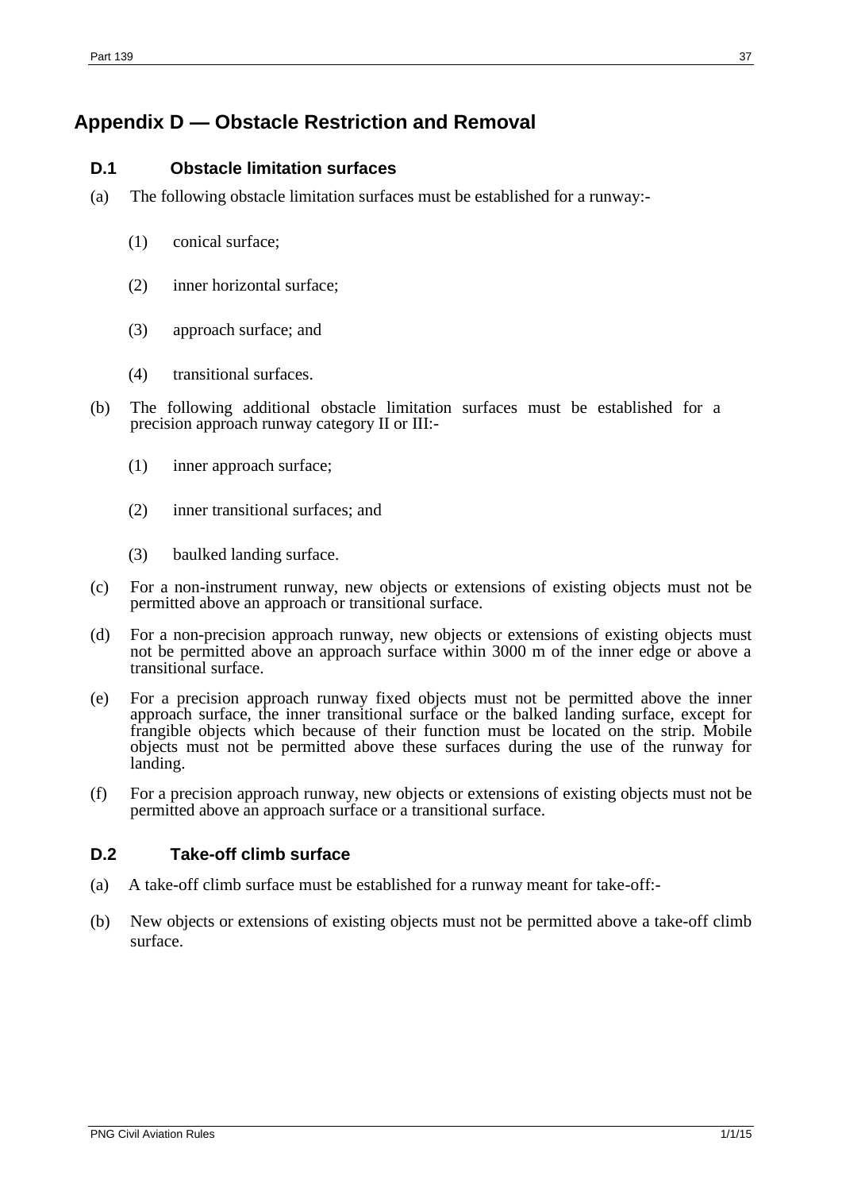# Appendix D — Obstacle Restriction and Removal

## D.1 Obstacle limitation surfaces

(a) The following obstacle limitation surfaces must be established for a runway:-

(1) conical surface;

(2) inner horizontal surface;

(3) approach surface; and

(4) transitional surfaces.

(b) The following additional obstacle limitation surfaces must be established for a precision approach runway category II or III:-

(1) inner approach surface;

(2) inner transitional surfaces; and

(3) baulked landing surface.

(c) For a non-instrument runway, new objects or extensions of existing objects must not be permitted above an approach or transitional surface.

(d) For a non-precision approach runway, new objects or extensions of existing objects must not be permitted above an approach surface within 3000 m of the inner edge or above a transitional surface.

(e) For a precision approach runway fixed objects must not be permitted above the inner approach surface, the inner transitional surface or the balked landing surface, except for frangible objects which because of their function must be located on the strip. Mobile objects must not be permitted above these surfaces during the use of the runway for landing.

(f) For a precision approach runway, new objects or extensions of existing objects must not be permitted above an approach surface or a transitional surface.

## D.2 Take-off climb surface

(a) A take-off climb surface must be established for a runway meant for take-off:-

(b) New objects or extensions of existing objects must not be permitted above a take-off climb surface.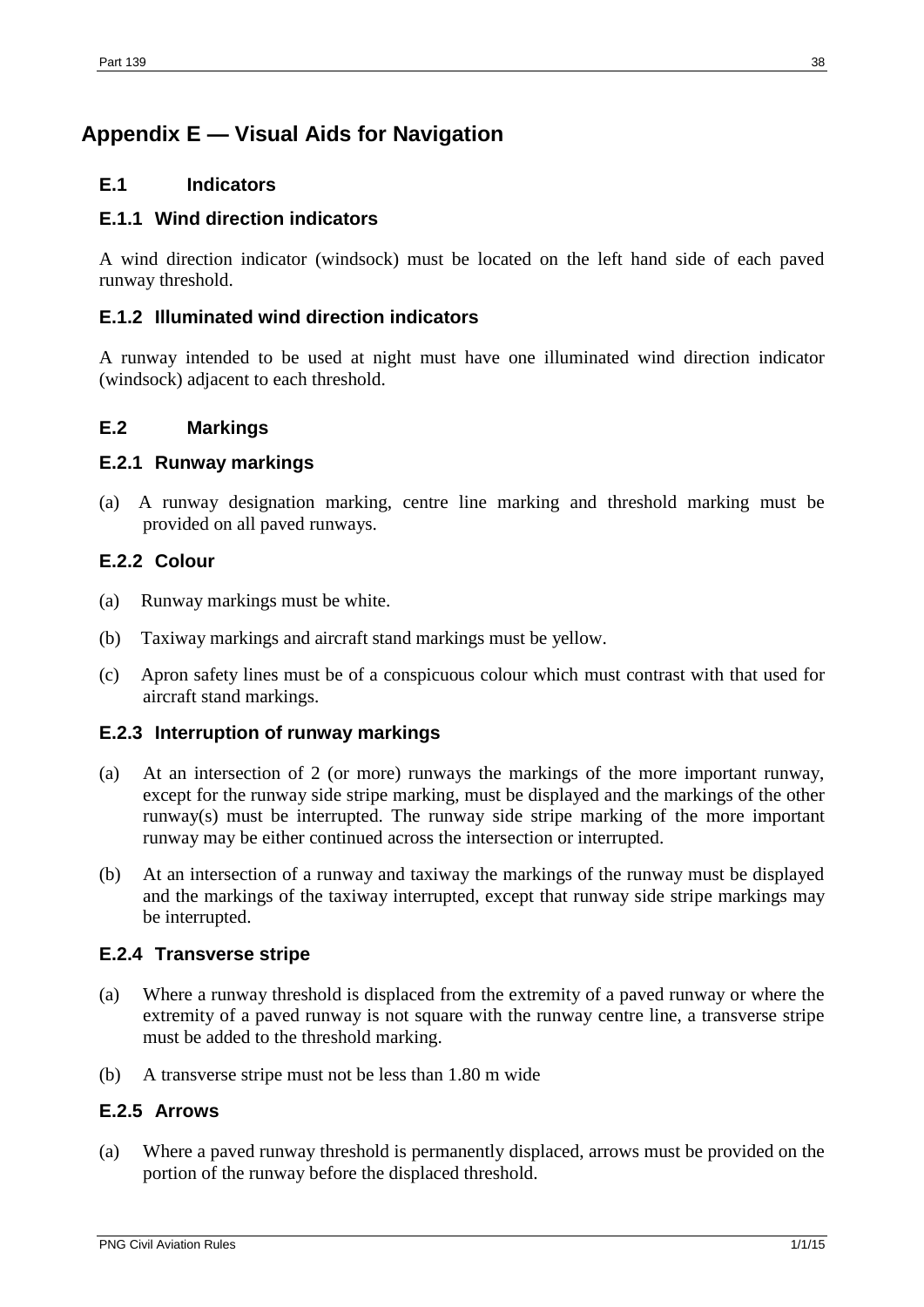# Appendix E — Visual Aids for Navigation

## E.1 Indicators

### E.1.1 Wind direction indicators

A wind direction indicator (windsock) must be located on the left hand side of each paved runway threshold.

### E.1.2 Illuminated wind direction indicators

A runway intended to be used at night must have one illuminated wind direction indicator (windsock) adjacent to each threshold.

## E.2 Markings

### E.2.1 Runway markings

(a) A runway designation marking, centre line marking and threshold marking must be provided on all paved runways.

### E.2.2 Colour

(a) Runway markings must be white.

(b) Taxiway markings and aircraft stand markings must be yellow.

(c) Apron safety lines must be of a conspicuous colour which must contrast with that used for aircraft stand markings.

### E.2.3 Interruption of runway markings

(a) At an intersection of 2 (or more) runways the markings of the more important runway, except for the runway side stripe marking, must be displayed and the markings of the other runway(s) must be interrupted. The runway side stripe marking of the more important runway may be either continued across the intersection or interrupted.

(b) At an intersection of a runway and taxiway the markings of the runway must be displayed and the markings of the taxiway interrupted, except that runway side stripe markings may be interrupted.

### E.2.4 Transverse stripe

(a) Where a runway threshold is displaced from the extremity of a paved runway or where the extremity of a paved runway is not square with the runway centre line, a transverse stripe must be added to the threshold marking.

(b) A transverse stripe must not be less than 1.80 m wide

### E.2.5 Arrows

(a) Where a paved runway threshold is permanently displaced, arrows must be provided on the portion of the runway before the displaced threshold.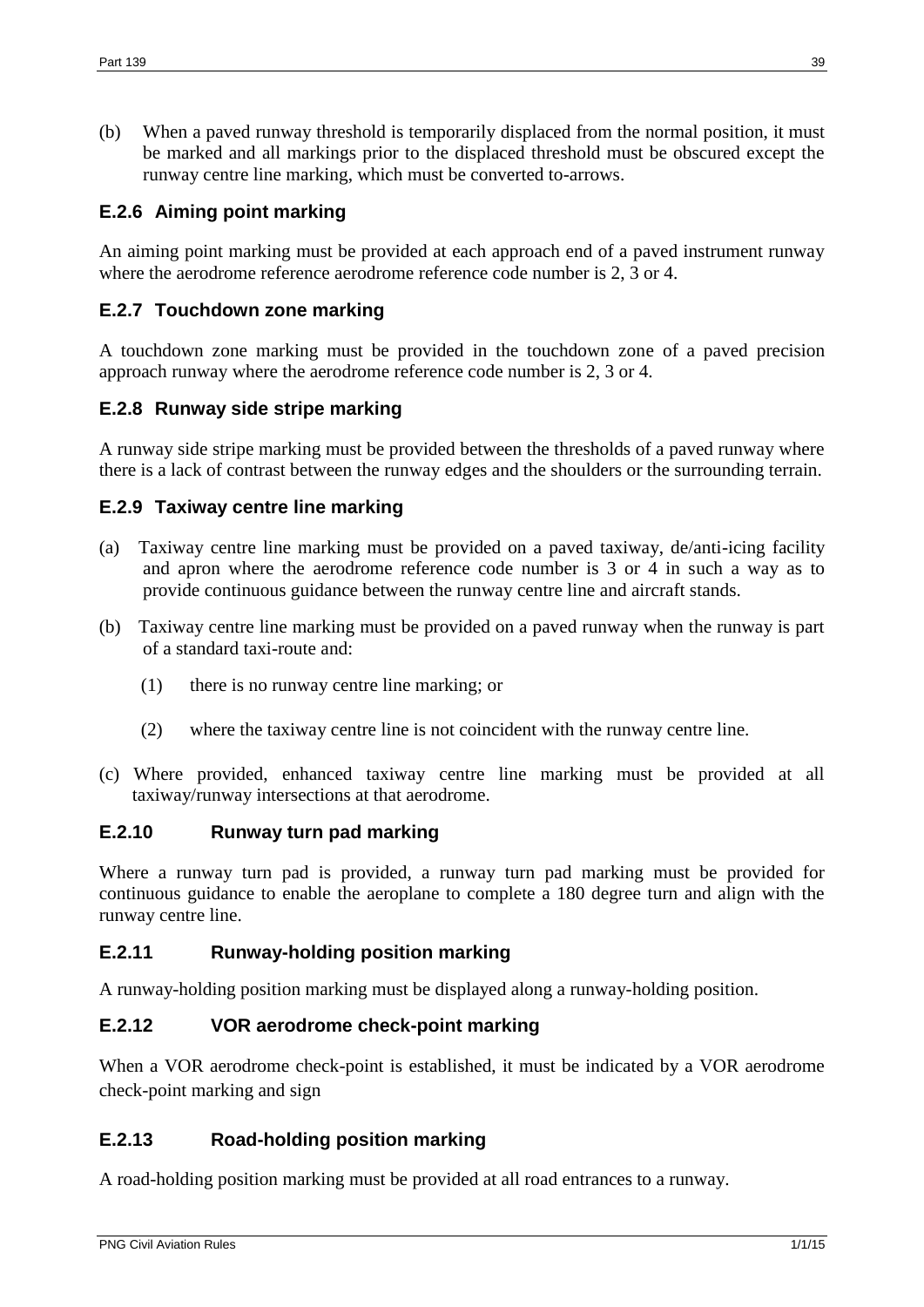(b) When a paved runway threshold is temporarily displaced from the normal position, it must be marked and all markings prior to the displaced threshold must be obscured except the runway centre line marking, which must be converted to-arrows.

### E.2.6 Aiming point marking

An aiming point marking must be provided at each approach end of a paved instrument runway where the aerodrome reference aerodrome reference code number is 2, 3 or 4.

### E.2.7 Touchdown zone marking

A touchdown zone marking must be provided in the touchdown zone of a paved precision approach runway where the aerodrome reference code number is 2, 3 or 4.

### E.2.8 Runway side stripe marking

A runway side stripe marking must be provided between the thresholds of a paved runway where there is a lack of contrast between the runway edges and the shoulders or the surrounding terrain.

### E.2.9 Taxiway centre line marking

(a) Taxiway centre line marking must be provided on a paved taxiway, de/anti-icing facility and apron where the aerodrome reference code number is 3 or 4 in such a way as to provide continuous guidance between the runway centre line and aircraft stands.

(b) Taxiway centre line marking must be provided on a paved runway when the runway is part of a standard taxi-route and:

(1) there is no runway centre line marking; or

(2) where the taxiway centre line is not coincident with the runway centre line.

(c) Where provided, enhanced taxiway centre line marking must be provided at all taxiway/runway intersections at that aerodrome.

### E.2.10 Runway turn pad marking

Where a runway turn pad is provided, a runway turn pad marking must be provided for continuous guidance to enable the aeroplane to complete a 180 degree turn and align with the runway centre line.

### E.2.11 Runway-holding position marking

A runway-holding position marking must be displayed along a runway-holding position.

### E.2.12 VOR aerodrome check-point marking

When a VOR aerodrome check-point is established, it must be indicated by a VOR aerodrome check-point marking and sign

### E.2.13 Road-holding position marking

A road-holding position marking must be provided at all road entrances to a runway.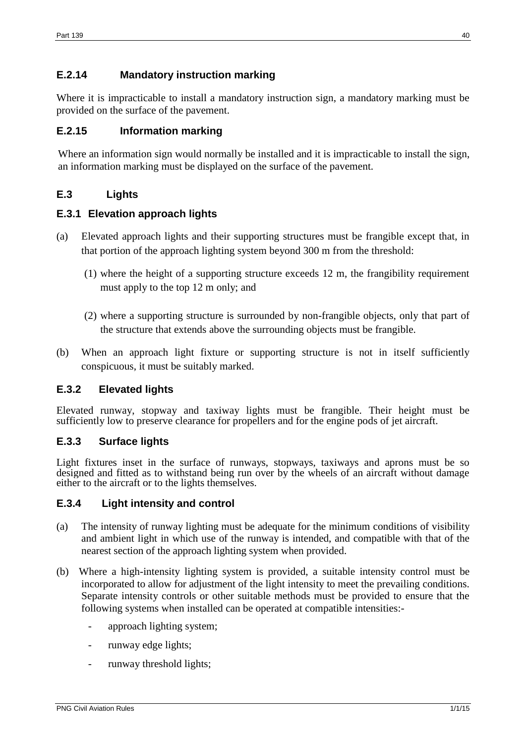### E.2.14 Mandatory instruction marking

Where it is impracticable to install a mandatory instruction sign, a mandatory marking must be provided on the surface of the pavement.

### E.2.15 Information marking

Where an information sign would normally be installed and it is impracticable to install the sign, an information marking must be displayed on the surface of the pavement.

## E.3 Lights

### E.3.1 Elevation approach lights

(a) Elevated approach lights and their supporting structures must be frangible except that, in that portion of the approach lighting system beyond 300 m from the threshold:

  (1) where the height of a supporting structure exceeds 12 m, the frangibility requirement must apply to the top 12 m only; and

  (2) where a supporting structure is surrounded by non-frangible objects, only that part of the structure that extends above the surrounding objects must be frangible.

(b) When an approach light fixture or supporting structure is not in itself sufficiently conspicuous, it must be suitably marked.

### E.3.2 Elevated lights

Elevated runway, stopway and taxiway lights must be frangible. Their height must be sufficiently low to preserve clearance for propellers and for the engine pods of jet aircraft.

### E.3.3 Surface lights

Light fixtures inset in the surface of runways, stopways, taxiways and aprons must be so designed and fitted as to withstand being run over by the wheels of an aircraft without damage either to the aircraft or to the lights themselves.

### E.3.4 Light intensity and control

(a) The intensity of runway lighting must be adequate for the minimum conditions of visibility and ambient light in which use of the runway is intended, and compatible with that of the nearest section of the approach lighting system when provided.

(b) Where a high-intensity lighting system is provided, a suitable intensity control must be incorporated to allow for adjustment of the light intensity to meet the prevailing conditions. Separate intensity controls or other suitable methods must be provided to ensure that the following systems when installed can be operated at compatible intensities:-

- approach lighting system;
- runway edge lights;
- runway threshold lights;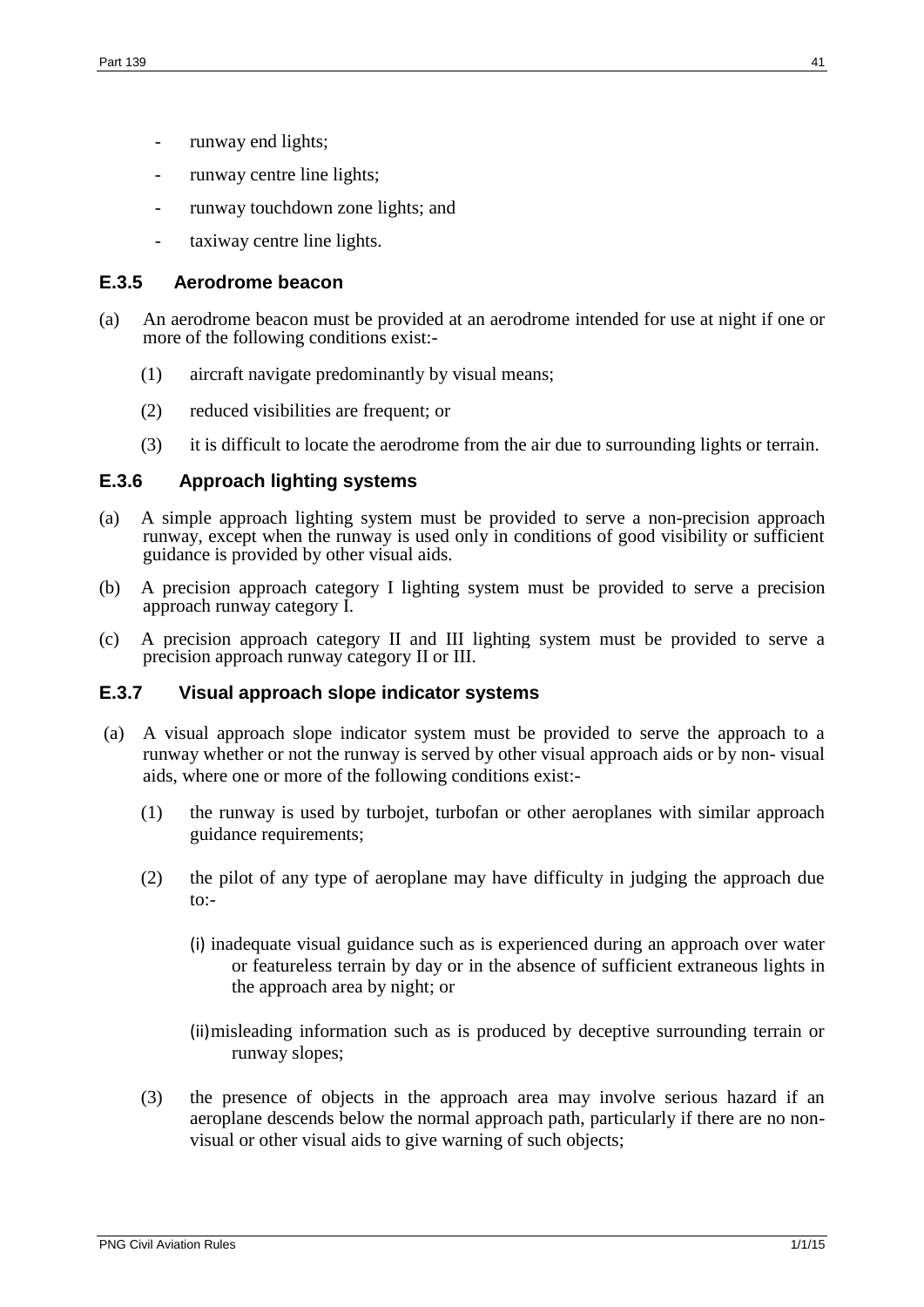- runway end lights;
- runway centre line lights;
- runway touchdown zone lights; and
- taxiway centre line lights.

### E.3.5 Aerodrome beacon

(a) An aerodrome beacon must be provided at an aerodrome intended for use at night if one or more of the following conditions exist:-

   (1) aircraft navigate predominantly by visual means;

   (2) reduced visibilities are frequent; or

   (3) it is difficult to locate the aerodrome from the air due to surrounding lights or terrain.

### E.3.6 Approach lighting systems

(a) A simple approach lighting system must be provided to serve a non-precision approach runway, except when the runway is used only in conditions of good visibility or sufficient guidance is provided by other visual aids.

(b) A precision approach category I lighting system must be provided to serve a precision approach runway category I.

(c) A precision approach category II and III lighting system must be provided to serve a precision approach runway category II or III.

### E.3.7 Visual approach slope indicator systems

(a) A visual approach slope indicator system must be provided to serve the approach to a runway whether or not the runway is served by other visual approach aids or by non- visual aids, where one or more of the following conditions exist:-

   (1) the runway is used by turbojet, turbofan or other aeroplanes with similar approach guidance requirements;

   (2) the pilot of any type of aeroplane may have difficulty in judging the approach due to:-

      (i) inadequate visual guidance such as is experienced during an approach over water or featureless terrain by day or in the absence of sufficient extraneous lights in the approach area by night; or

      (ii) misleading information such as is produced by deceptive surrounding terrain or runway slopes;

   (3) the presence of objects in the approach area may involve serious hazard if an aeroplane descends below the normal approach path, particularly if there are no non-visual or other visual aids to give warning of such objects;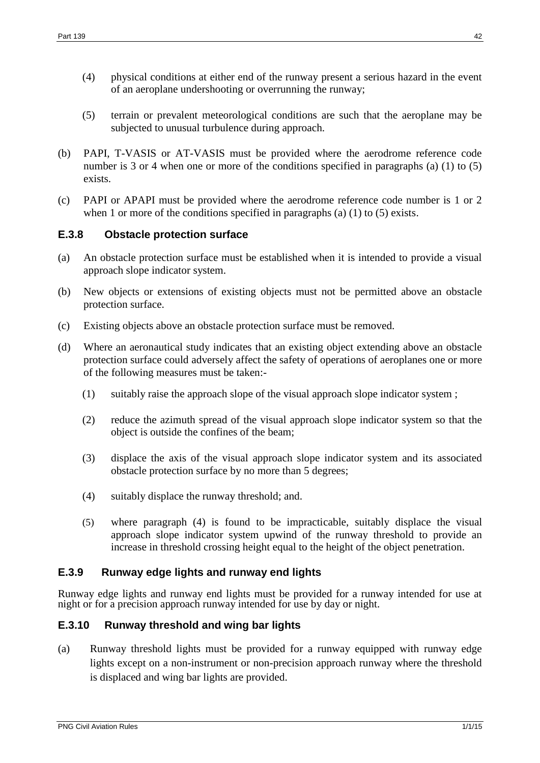(4) physical conditions at either end of the runway present a serious hazard in the event of an aeroplane undershooting or overrunning the runway;

(5) terrain or prevalent meteorological conditions are such that the aeroplane may be subjected to unusual turbulence during approach.

(b) PAPI, T-VASIS or AT-VASIS must be provided where the aerodrome reference code number is 3 or 4 when one or more of the conditions specified in paragraphs (a) (1) to (5) exists.

(c) PAPI or APAPI must be provided where the aerodrome reference code number is 1 or 2 when 1 or more of the conditions specified in paragraphs (a) (1) to (5) exists.

### E.3.8 Obstacle protection surface

(a) An obstacle protection surface must be established when it is intended to provide a visual approach slope indicator system.

(b) New objects or extensions of existing objects must not be permitted above an obstacle protection surface.

(c) Existing objects above an obstacle protection surface must be removed.

(d) Where an aeronautical study indicates that an existing object extending above an obstacle protection surface could adversely affect the safety of operations of aeroplanes one or more of the following measures must be taken:-

(1) suitably raise the approach slope of the visual approach slope indicator system ;

(2) reduce the azimuth spread of the visual approach slope indicator system so that the object is outside the confines of the beam;

(3) displace the axis of the visual approach slope indicator system and its associated obstacle protection surface by no more than 5 degrees;

(4) suitably displace the runway threshold; and.

(5) where paragraph (4) is found to be impracticable, suitably displace the visual approach slope indicator system upwind of the runway threshold to provide an increase in threshold crossing height equal to the height of the object penetration.

### E.3.9 Runway edge lights and runway end lights

Runway edge lights and runway end lights must be provided for a runway intended for use at night or for a precision approach runway intended for use by day or night.

### E.3.10 Runway threshold and wing bar lights

(a) Runway threshold lights must be provided for a runway equipped with runway edge lights except on a non-instrument or non-precision approach runway where the threshold is displaced and wing bar lights are provided.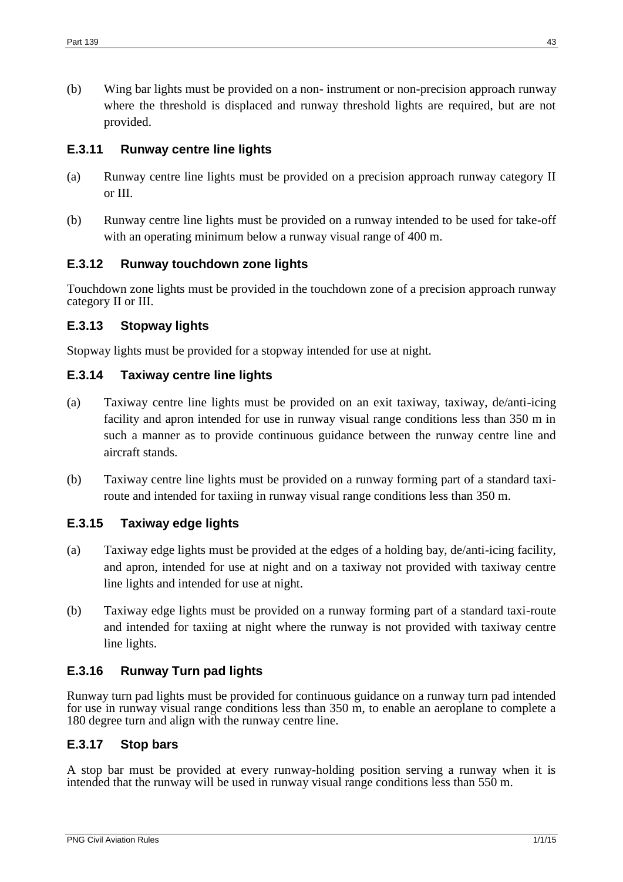(b) Wing bar lights must be provided on a non- instrument or non-precision approach runway where the threshold is displaced and runway threshold lights are required, but are not provided.

### E.3.11 Runway centre line lights

(a) Runway centre line lights must be provided on a precision approach runway category II or III.

(b) Runway centre line lights must be provided on a runway intended to be used for take-off with an operating minimum below a runway visual range of 400 m.

### E.3.12 Runway touchdown zone lights

Touchdown zone lights must be provided in the touchdown zone of a precision approach runway category II or III.

### E.3.13 Stopway lights

Stopway lights must be provided for a stopway intended for use at night.

### E.3.14 Taxiway centre line lights

(a) Taxiway centre line lights must be provided on an exit taxiway, taxiway, de/anti-icing facility and apron intended for use in runway visual range conditions less than 350 m in such a manner as to provide continuous guidance between the runway centre line and aircraft stands.

(b) Taxiway centre line lights must be provided on a runway forming part of a standard taxi-route and intended for taxiing in runway visual range conditions less than 350 m.

### E.3.15 Taxiway edge lights

(a) Taxiway edge lights must be provided at the edges of a holding bay, de/anti-icing facility, and apron, intended for use at night and on a taxiway not provided with taxiway centre line lights and intended for use at night.

(b) Taxiway edge lights must be provided on a runway forming part of a standard taxi-route and intended for taxiing at night where the runway is not provided with taxiway centre line lights.

### E.3.16 Runway Turn pad lights

Runway turn pad lights must be provided for continuous guidance on a runway turn pad intended for use in runway visual range conditions less than 350 m, to enable an aeroplane to complete a 180 degree turn and align with the runway centre line.

### E.3.17 Stop bars

A stop bar must be provided at every runway-holding position serving a runway when it is intended that the runway will be used in runway visual range conditions less than 550 m.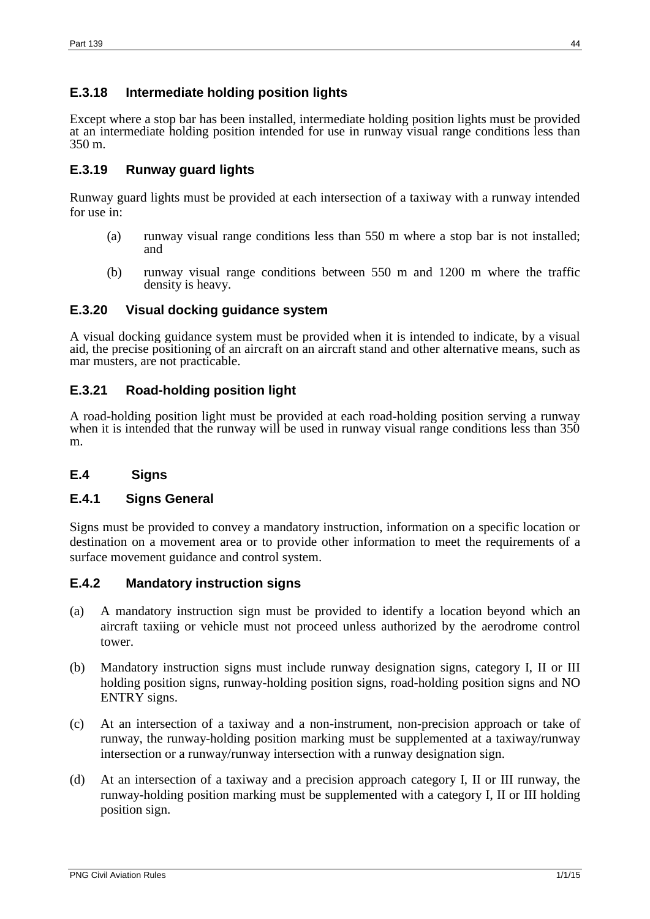### E.3.18 Intermediate holding position lights

Except where a stop bar has been installed, intermediate holding position lights must be provided at an intermediate holding position intended for use in runway visual range conditions less than 350 m.

### E.3.19 Runway guard lights

Runway guard lights must be provided at each intersection of a taxiway with a runway intended for use in:

(a) runway visual range conditions less than 550 m where a stop bar is not installed; and

(b) runway visual range conditions between 550 m and 1200 m where the traffic density is heavy.

### E.3.20 Visual docking guidance system

A visual docking guidance system must be provided when it is intended to indicate, by a visual aid, the precise positioning of an aircraft on an aircraft stand and other alternative means, such as mar musters, are not practicable.

### E.3.21 Road-holding position light

A road-holding position light must be provided at each road-holding position serving a runway when it is intended that the runway will be used in runway visual range conditions less than 350 m.

## E.4 Signs

### E.4.1 Signs General

Signs must be provided to convey a mandatory instruction, information on a specific location or destination on a movement area or to provide other information to meet the requirements of a surface movement guidance and control system.

### E.4.2 Mandatory instruction signs

(a) A mandatory instruction sign must be provided to identify a location beyond which an aircraft taxiing or vehicle must not proceed unless authorized by the aerodrome control tower.

(b) Mandatory instruction signs must include runway designation signs, category I, II or III holding position signs, runway-holding position signs, road-holding position signs and NO ENTRY signs.

(c) At an intersection of a taxiway and a non-instrument, non-precision approach or take of runway, the runway-holding position marking must be supplemented at a taxiway/runway intersection or a runway/runway intersection with a runway designation sign.

(d) At an intersection of a taxiway and a precision approach category I, II or III runway, the runway-holding position marking must be supplemented with a category I, II or III holding position sign.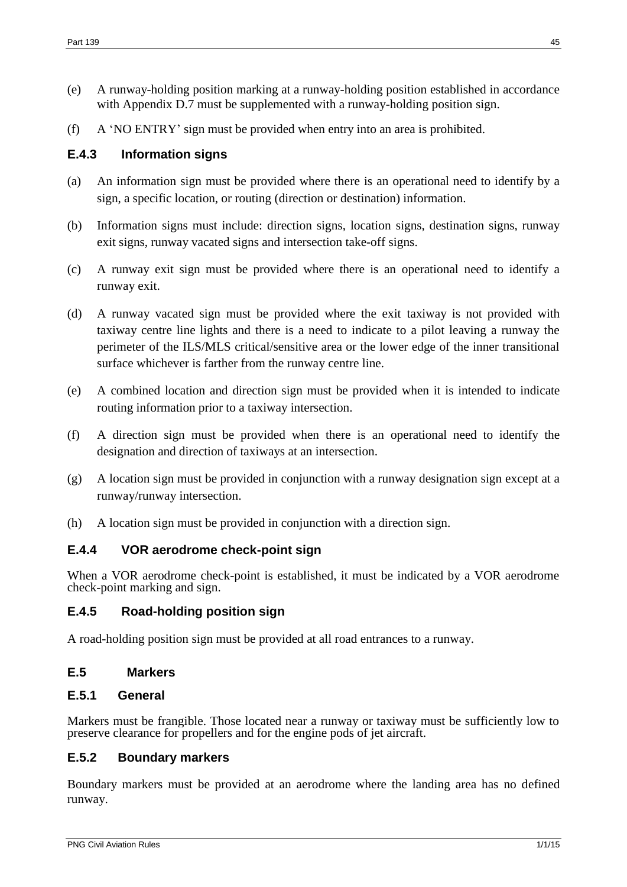(e) A runway-holding position marking at a runway-holding position established in accordance with Appendix D.7 must be supplemented with a runway-holding position sign.

(f) A 'NO ENTRY' sign must be provided when entry into an area is prohibited.

### E.4.3 Information signs

(a) An information sign must be provided where there is an operational need to identify by a sign, a specific location, or routing (direction or destination) information.

(b) Information signs must include: direction signs, location signs, destination signs, runway exit signs, runway vacated signs and intersection take-off signs.

(c) A runway exit sign must be provided where there is an operational need to identify a runway exit.

(d) A runway vacated sign must be provided where the exit taxiway is not provided with taxiway centre line lights and there is a need to indicate to a pilot leaving a runway the perimeter of the ILS/MLS critical/sensitive area or the lower edge of the inner transitional surface whichever is farther from the runway centre line.

(e) A combined location and direction sign must be provided when it is intended to indicate routing information prior to a taxiway intersection.

(f) A direction sign must be provided when there is an operational need to identify the designation and direction of taxiways at an intersection.

(g) A location sign must be provided in conjunction with a runway designation sign except at a runway/runway intersection.

(h) A location sign must be provided in conjunction with a direction sign.

### E.4.4 VOR aerodrome check-point sign

When a VOR aerodrome check-point is established, it must be indicated by a VOR aerodrome check-point marking and sign.

### E.4.5 Road-holding position sign

A road-holding position sign must be provided at all road entrances to a runway.

## E.5 Markers

### E.5.1 General

Markers must be frangible. Those located near a runway or taxiway must be sufficiently low to preserve clearance for propellers and for the engine pods of jet aircraft.

### E.5.2 Boundary markers

Boundary markers must be provided at an aerodrome where the landing area has no defined runway.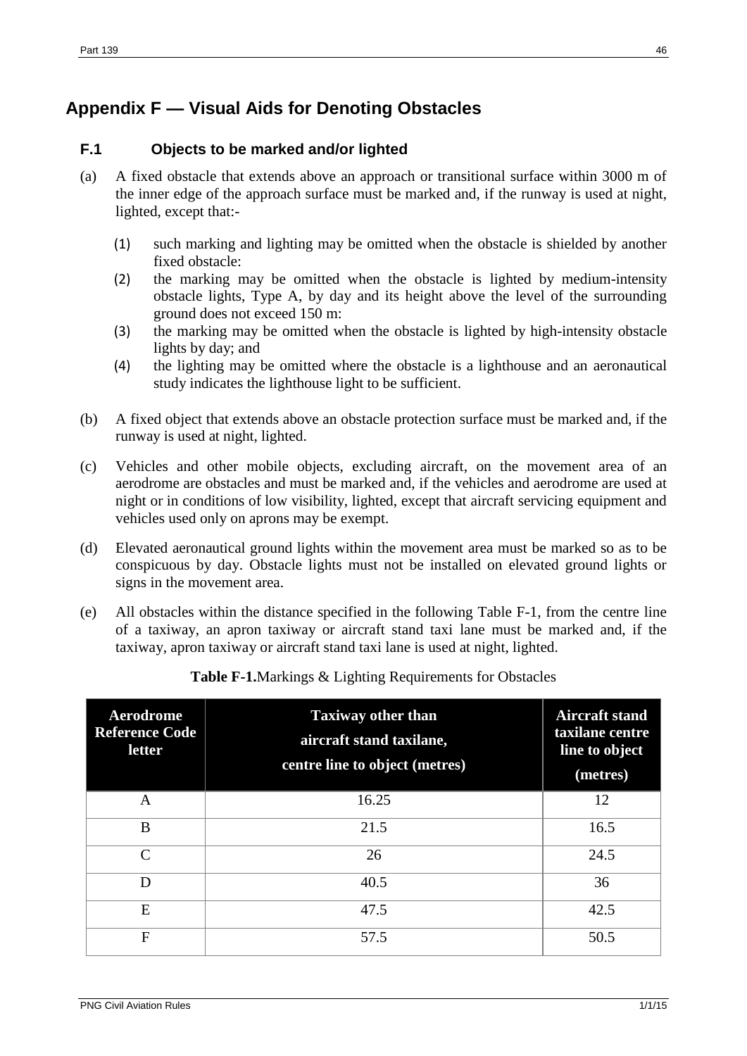# Appendix F — Visual Aids for Denoting Obstacles

## F.1 Objects to be marked and/or lighted

(a) A fixed obstacle that extends above an approach or transitional surface within 3000 m of the inner edge of the approach surface must be marked and, if the runway is used at night, lighted, except that:-

- (1) such marking and lighting may be omitted when the obstacle is shielded by another fixed obstacle:
- (2) the marking may be omitted when the obstacle is lighted by medium-intensity obstacle lights, Type A, by day and its height above the level of the surrounding ground does not exceed 150 m:
- (3) the marking may be omitted when the obstacle is lighted by high-intensity obstacle lights by day; and
- (4) the lighting may be omitted where the obstacle is a lighthouse and an aeronautical study indicates the lighthouse light to be sufficient.

(b) A fixed object that extends above an obstacle protection surface must be marked and, if the runway is used at night, lighted.

(c) Vehicles and other mobile objects, excluding aircraft, on the movement area of an aerodrome are obstacles and must be marked and, if the vehicles and aerodrome are used at night or in conditions of low visibility, lighted, except that aircraft servicing equipment and vehicles used only on aprons may be exempt.

(d) Elevated aeronautical ground lights within the movement area must be marked so as to be conspicuous by day. Obstacle lights must not be installed on elevated ground lights or signs in the movement area.

(e) All obstacles within the distance specified in the following Table F-1, from the centre line of a taxiway, an apron taxiway or aircraft stand taxi lane must be marked and, if the taxiway, apron taxiway or aircraft stand taxi lane is used at night, lighted.

**Table F-1.**Markings & Lighting Requirements for Obstacles

| Aerodrome Reference Code letter | Taxiway other than aircraft stand taxilane, centre line to object (metres) | Aircraft stand taxilane centre line to object (metres) |
|---|---|---|
| A | 16.25 | 12 |
| B | 21.5 | 16.5 |
| C | 26 | 24.5 |
| D | 40.5 | 36 |
| E | 47.5 | 42.5 |
| F | 57.5 | 50.5 |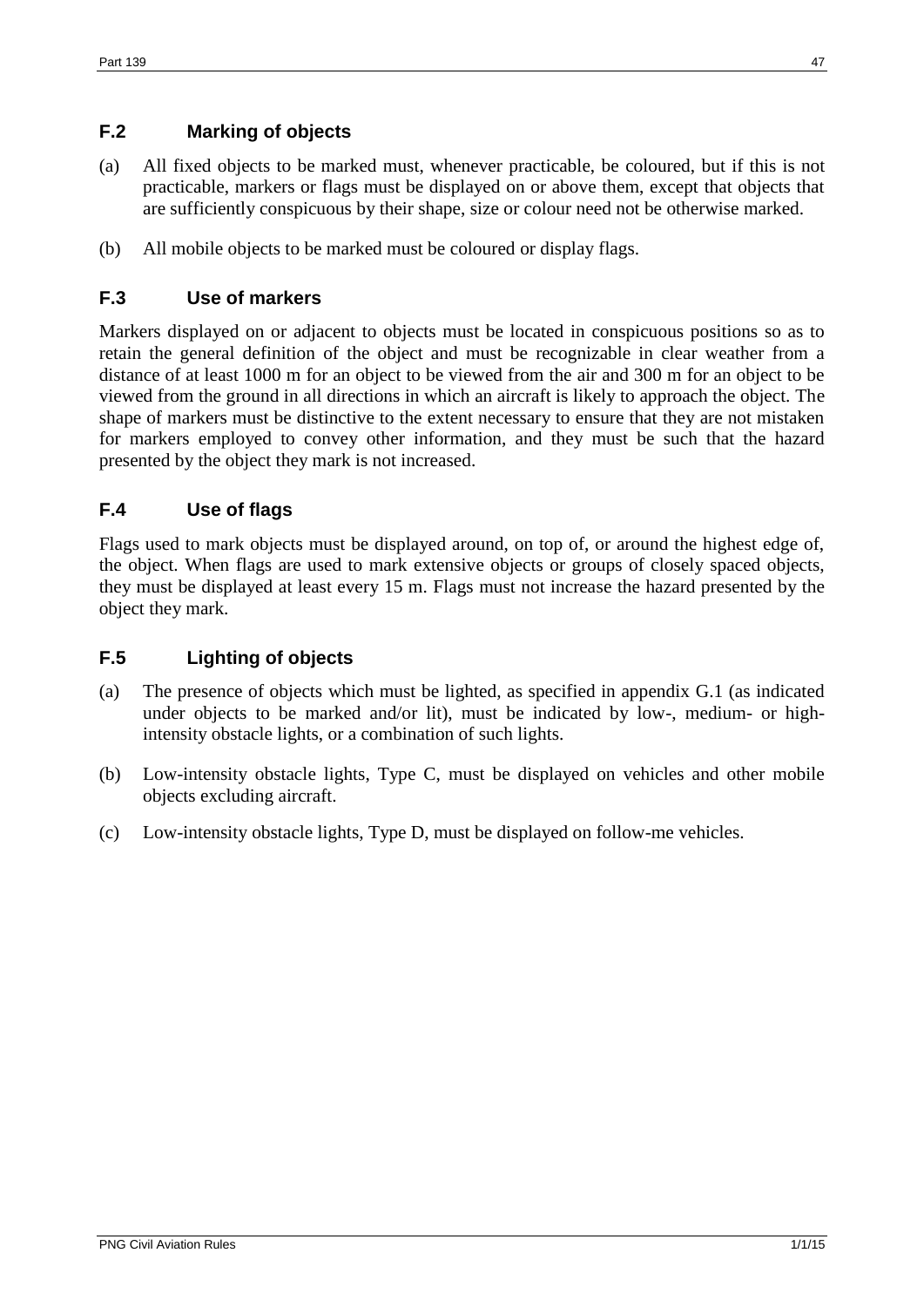## F.2 Marking of objects

(a) All fixed objects to be marked must, whenever practicable, be coloured, but if this is not practicable, markers or flags must be displayed on or above them, except that objects that are sufficiently conspicuous by their shape, size or colour need not be otherwise marked.

(b) All mobile objects to be marked must be coloured or display flags.

## F.3 Use of markers

Markers displayed on or adjacent to objects must be located in conspicuous positions so as to retain the general definition of the object and must be recognizable in clear weather from a distance of at least 1000 m for an object to be viewed from the air and 300 m for an object to be viewed from the ground in all directions in which an aircraft is likely to approach the object. The shape of markers must be distinctive to the extent necessary to ensure that they are not mistaken for markers employed to convey other information, and they must be such that the hazard presented by the object they mark is not increased.

## F.4 Use of flags

Flags used to mark objects must be displayed around, on top of, or around the highest edge of, the object. When flags are used to mark extensive objects or groups of closely spaced objects, they must be displayed at least every 15 m. Flags must not increase the hazard presented by the object they mark.

## F.5 Lighting of objects

(a) The presence of objects which must be lighted, as specified in appendix G.1 (as indicated under objects to be marked and/or lit), must be indicated by low-, medium- or high-intensity obstacle lights, or a combination of such lights.

(b) Low-intensity obstacle lights, Type C, must be displayed on vehicles and other mobile objects excluding aircraft.

(c) Low-intensity obstacle lights, Type D, must be displayed on follow-me vehicles.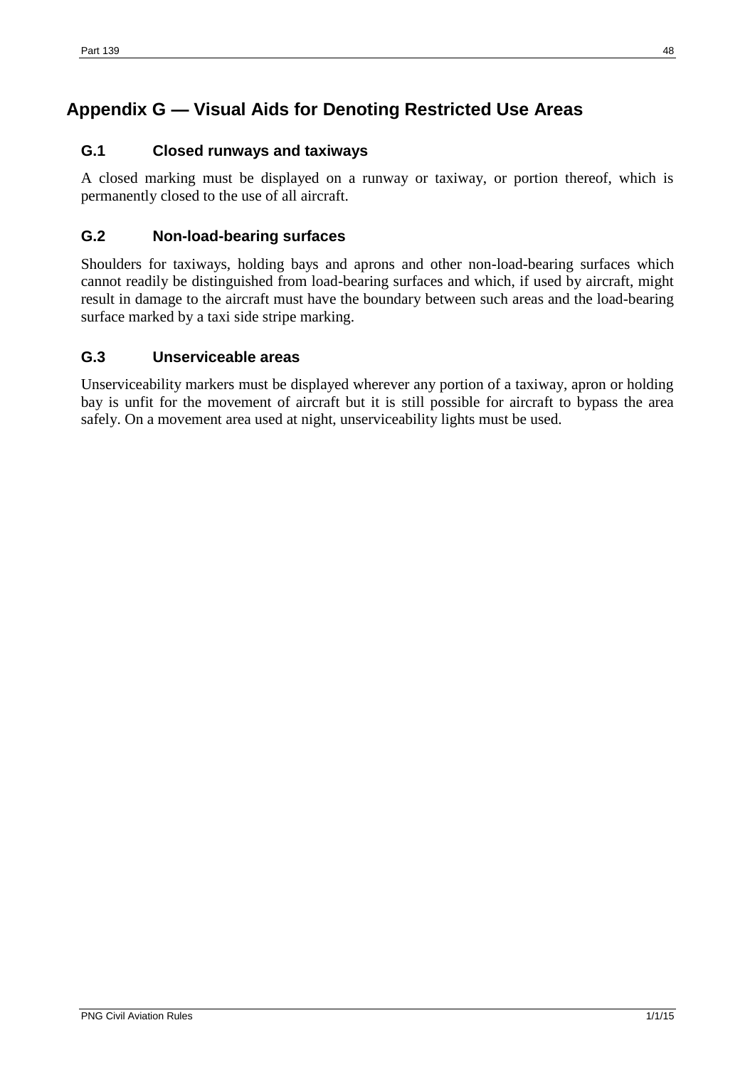# Appendix G — Visual Aids for Denoting Restricted Use Areas

## G.1 Closed runways and taxiways

A closed marking must be displayed on a runway or taxiway, or portion thereof, which is permanently closed to the use of all aircraft.

## G.2 Non-load-bearing surfaces

Shoulders for taxiways, holding bays and aprons and other non-load-bearing surfaces which cannot readily be distinguished from load-bearing surfaces and which, if used by aircraft, might result in damage to the aircraft must have the boundary between such areas and the load-bearing surface marked by a taxi side stripe marking.

## G.3 Unserviceable areas

Unserviceability markers must be displayed wherever any portion of a taxiway, apron or holding bay is unfit for the movement of aircraft but it is still possible for aircraft to bypass the area safely. On a movement area used at night, unserviceability lights must be used.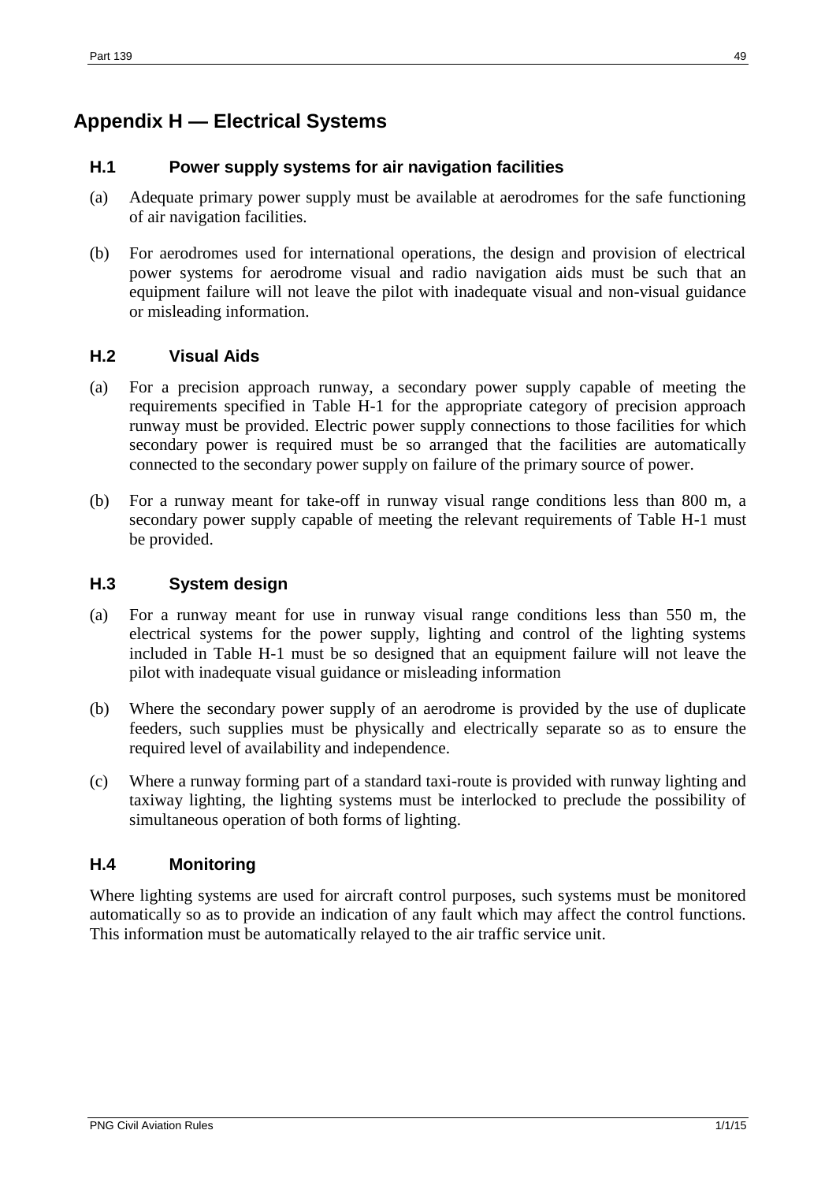# Appendix H — Electrical Systems

## H.1 Power supply systems for air navigation facilities

(a) Adequate primary power supply must be available at aerodromes for the safe functioning of air navigation facilities.

(b) For aerodromes used for international operations, the design and provision of electrical power systems for aerodrome visual and radio navigation aids must be such that an equipment failure will not leave the pilot with inadequate visual and non-visual guidance or misleading information.

## H.2 Visual Aids

(a) For a precision approach runway, a secondary power supply capable of meeting the requirements specified in Table H-1 for the appropriate category of precision approach runway must be provided. Electric power supply connections to those facilities for which secondary power is required must be so arranged that the facilities are automatically connected to the secondary power supply on failure of the primary source of power.

(b) For a runway meant for take-off in runway visual range conditions less than 800 m, a secondary power supply capable of meeting the relevant requirements of Table H-1 must be provided.

## H.3 System design

(a) For a runway meant for use in runway visual range conditions less than 550 m, the electrical systems for the power supply, lighting and control of the lighting systems included in Table H-1 must be so designed that an equipment failure will not leave the pilot with inadequate visual guidance or misleading information

(b) Where the secondary power supply of an aerodrome is provided by the use of duplicate feeders, such supplies must be physically and electrically separate so as to ensure the required level of availability and independence.

(c) Where a runway forming part of a standard taxi-route is provided with runway lighting and taxiway lighting, the lighting systems must be interlocked to preclude the possibility of simultaneous operation of both forms of lighting.

## H.4 Monitoring

Where lighting systems are used for aircraft control purposes, such systems must be monitored automatically so as to provide an indication of any fault which may affect the control functions. This information must be automatically relayed to the air traffic service unit.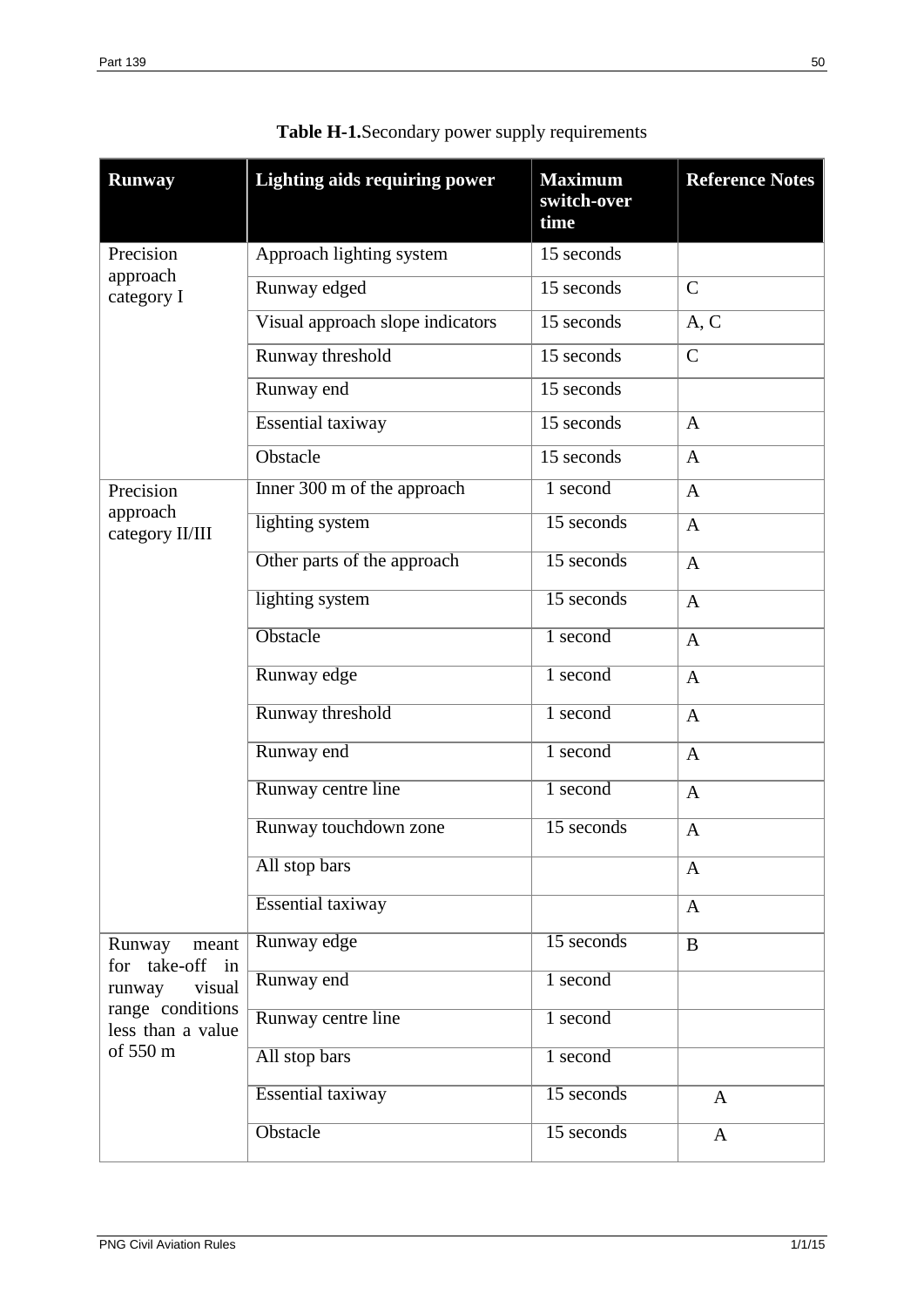**Table H-1.** Secondary power supply requirements

| Runway | Lighting aids requiring power | Maximum switch-over time | Reference Notes |
|---|---|---|---|
| Precision approach category I | Approach lighting system | 15 seconds | |
| | Runway edged | 15 seconds | C |
| | Visual approach slope indicators | 15 seconds | A, C |
| | Runway threshold | 15 seconds | C |
| | Runway end | 15 seconds | |
| | Essential taxiway | 15 seconds | A |
| | Obstacle | 15 seconds | A |
| Precision approach category II/III | Inner 300 m of the approach | 1 second | A |
| | lighting system | 15 seconds | A |
| | Other parts of the approach | 15 seconds | A |
| | lighting system | 15 seconds | A |
| | Obstacle | 1 second | A |
| | Runway edge | 1 second | A |
| | Runway threshold | 1 second | A |
| | Runway end | 1 second | A |
| | Runway centre line | 1 second | A |
| | Runway touchdown zone | 15 seconds | A |
| | All stop bars | | A |
| | Essential taxiway | | A |
| Runway meant for take-off in runway visual range conditions less than a value of 550 m | Runway edge | 15 seconds | B |
| | Runway end | 1 second | |
| | Runway centre line | 1 second | |
| | All stop bars | 1 second | |
| | Essential taxiway | 15 seconds | A |
| | Obstacle | 15 seconds | A |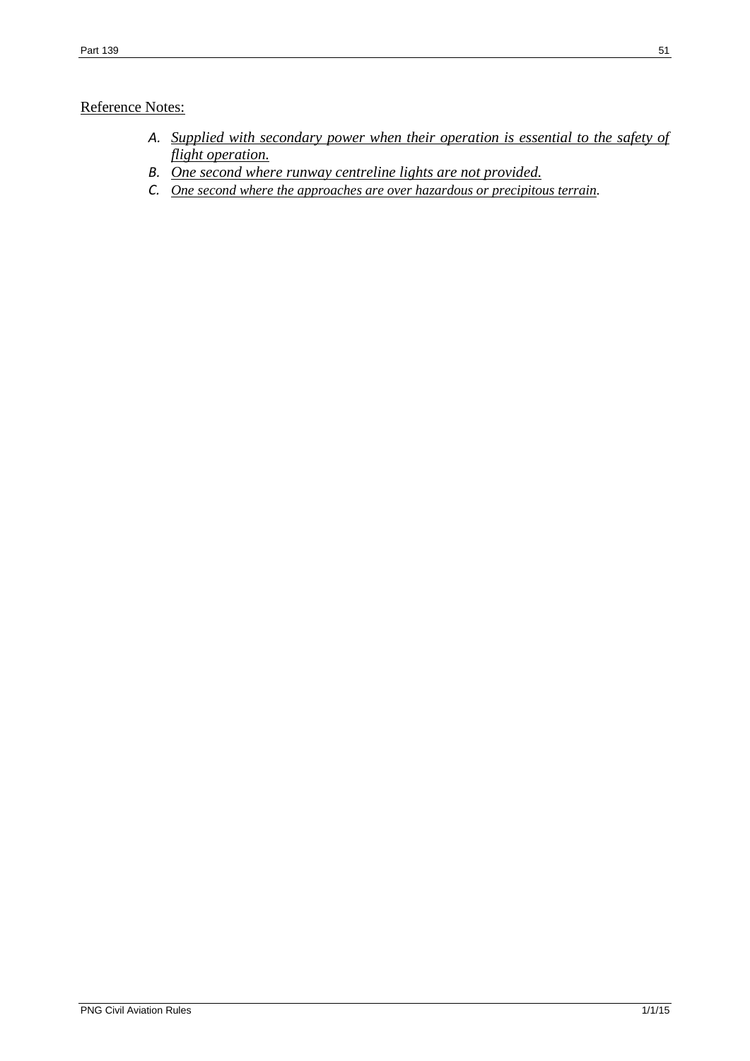Reference Notes:

A. *Supplied with secondary power when their operation is essential to the safety of flight operation.*
B. *One second where runway centreline lights are not provided.*
C. *One second where the approaches are over hazardous or precipitous terrain.*